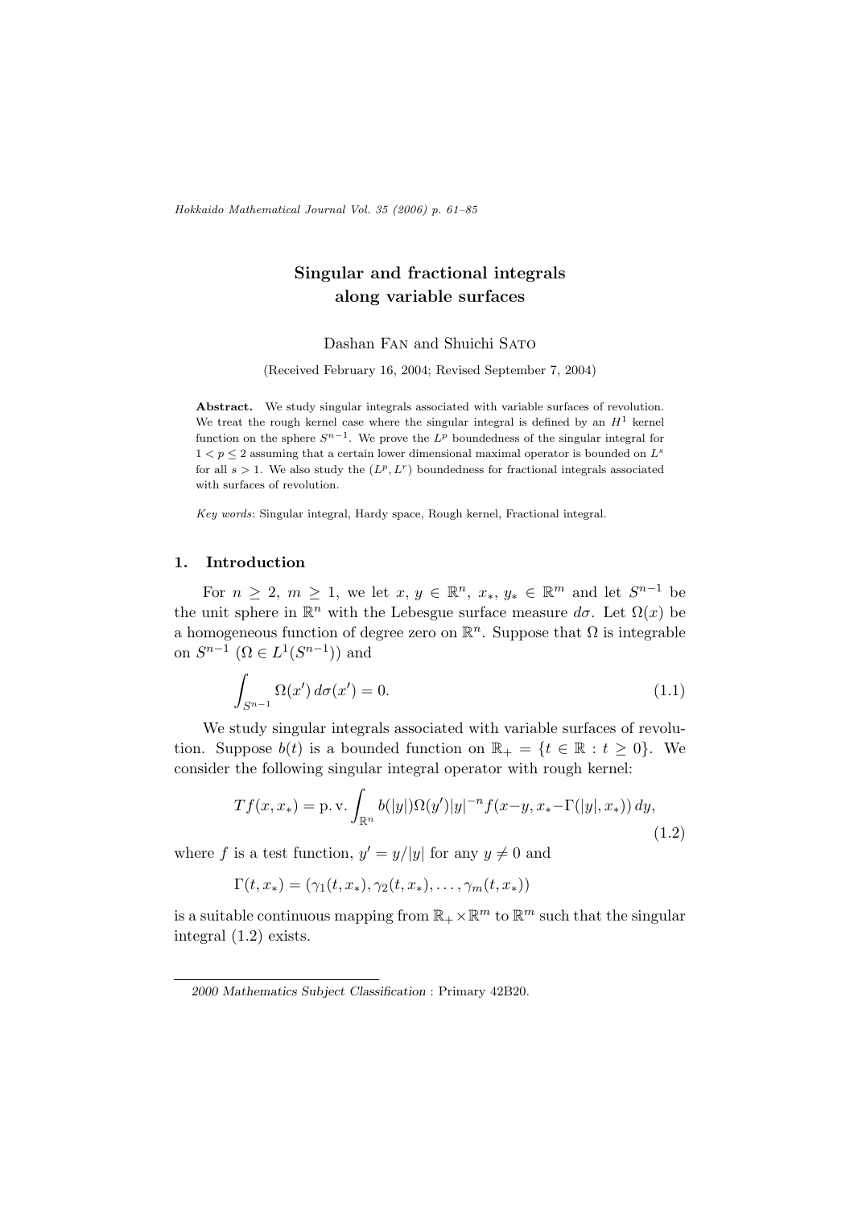# Singular and fractional integrals along variable surfaces

Dashan Fan and Shuichi Sato

(Received February 16, 2004; Revised September 7, 2004)

**Abstract.** We study singular integrals associated with variable surfaces of revolution. We treat the rough kernel case where the singular integral is defined by an $H^1$ kernel function on the sphere $S^{n-1}$. We prove the $L^p$ boundedness of the singular integral for $1 < p \leq 2$ assuming that a certain lower dimensional maximal operator is bounded on $L^s$ for all $s > 1$. We also study the $(L^p, L^r)$ boundedness for fractional integrals associated with surfaces of revolution.

*Key words*: Singular integral, Hardy space, Rough kernel, Fractional integral.

## 1. Introduction

For $n \geq 2$, $m \geq 1$, we let $x, y \in \mathbb{R}^n$, $x_*, y_* \in \mathbb{R}^m$ and let $S^{n-1}$ be the unit sphere in $\mathbb{R}^n$ with the Lebesgue surface measure $d\sigma$. Let $\Omega(x)$ be a homogeneous function of degree zero on $\mathbb{R}^n$. Suppose that $\Omega$ is integrable on $S^{n-1}$ ($\Omega \in L^1(S^{n-1})$) and

$$\int_{S^{n-1}} \Omega(x')\, d\sigma(x') = 0. \tag{1.1}$$

We study singular integrals associated with variable surfaces of revolution. Suppose $b(t)$ is a bounded function on $\mathbb{R}_+ = \{t \in \mathbb{R} : t \geq 0\}$. We consider the following singular integral operator with rough kernel:

$$Tf(x, x_*) = \mathrm{p.\,v.} \int_{\mathbb{R}^n} b(|y|)\Omega(y')|y|^{-n} f(x-y, x_*-\Gamma(|y|, x_*))\, dy, \tag{1.2}$$

where $f$ is a test function, $y' = y/|y|$ for any $y \neq 0$ and

$$\Gamma(t, x_*) = (\gamma_1(t, x_*), \gamma_2(t, x_*), \ldots, \gamma_m(t, x_*))$$

is a suitable continuous mapping from $\mathbb{R}_+ \times \mathbb{R}^m$ to $\mathbb{R}^m$ such that the singular integral (1.2) exists.

*2000 Mathematics Subject Classification* : Primary 42B20.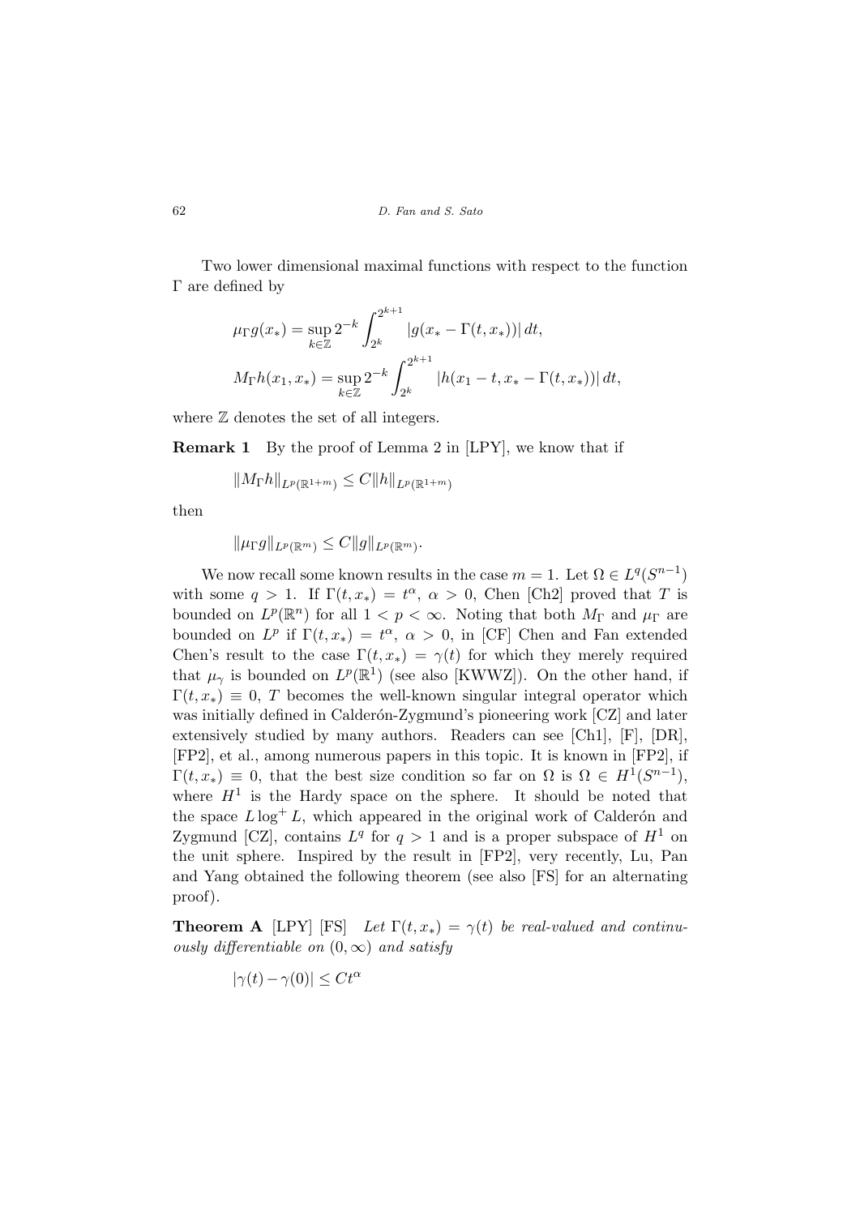Two lower dimensional maximal functions with respect to the function $\Gamma$ are defined by

$$\mu_\Gamma g(x_*) = \sup_{k\in\mathbb{Z}} 2^{-k} \int_{2^k}^{2^{k+1}} |g(x_* - \Gamma(t, x_*))|\, dt,$$

$$M_\Gamma h(x_1, x_*) = \sup_{k\in\mathbb{Z}} 2^{-k} \int_{2^k}^{2^{k+1}} |h(x_1 - t, x_* - \Gamma(t, x_*))|\, dt,$$

where $\mathbb{Z}$ denotes the set of all integers.

**Remark 1** By the proof of Lemma 2 in [LPY], we know that if

$$\|M_\Gamma h\|_{L^p(\mathbb{R}^{1+m})} \le C\|h\|_{L^p(\mathbb{R}^{1+m})}$$

then

$$\|\mu_\Gamma g\|_{L^p(\mathbb{R}^m)} \le C\|g\|_{L^p(\mathbb{R}^m)}.$$

We now recall some known results in the case $m = 1$. Let $\Omega \in L^q(S^{n-1})$ with some $q > 1$. If $\Gamma(t, x_*) = t^\alpha$, $\alpha > 0$, Chen [Ch2] proved that $T$ is bounded on $L^p(\mathbb{R}^n)$ for all $1 < p < \infty$. Noting that both $M_\Gamma$ and $\mu_\Gamma$ are bounded on $L^p$ if $\Gamma(t, x_*) = t^\alpha$, $\alpha > 0$, in [CF] Chen and Fan extended Chen's result to the case $\Gamma(t, x_*) = \gamma(t)$ for which they merely required that $\mu_\gamma$ is bounded on $L^p(\mathbb{R}^1)$ (see also [KWWZ]). On the other hand, if $\Gamma(t, x_*) \equiv 0$, $T$ becomes the well-known singular integral operator which was initially defined in Calderón-Zygmund's pioneering work [CZ] and later extensively studied by many authors. Readers can see [Ch1], [F], [DR], [FP2], et al., among numerous papers in this topic. It is known in [FP2], if $\Gamma(t, x_*) \equiv 0$, that the best size condition so far on $\Omega$ is $\Omega \in H^1(S^{n-1})$, where $H^1$ is the Hardy space on the sphere. It should be noted that the space $L\log^+ L$, which appeared in the original work of Calderón and Zygmund [CZ], contains $L^q$ for $q > 1$ and is a proper subspace of $H^1$ on the unit sphere. Inspired by the result in [FP2], very recently, Lu, Pan and Yang obtained the following theorem (see also [FS] for an alternating proof).

**Theorem A** [LPY] [FS] *Let $\Gamma(t, x_*) = \gamma(t)$ be real-valued and continuously differentiable on $(0, \infty)$ and satisfy*

$$|\gamma(t) - \gamma(0)| \le Ct^\alpha$$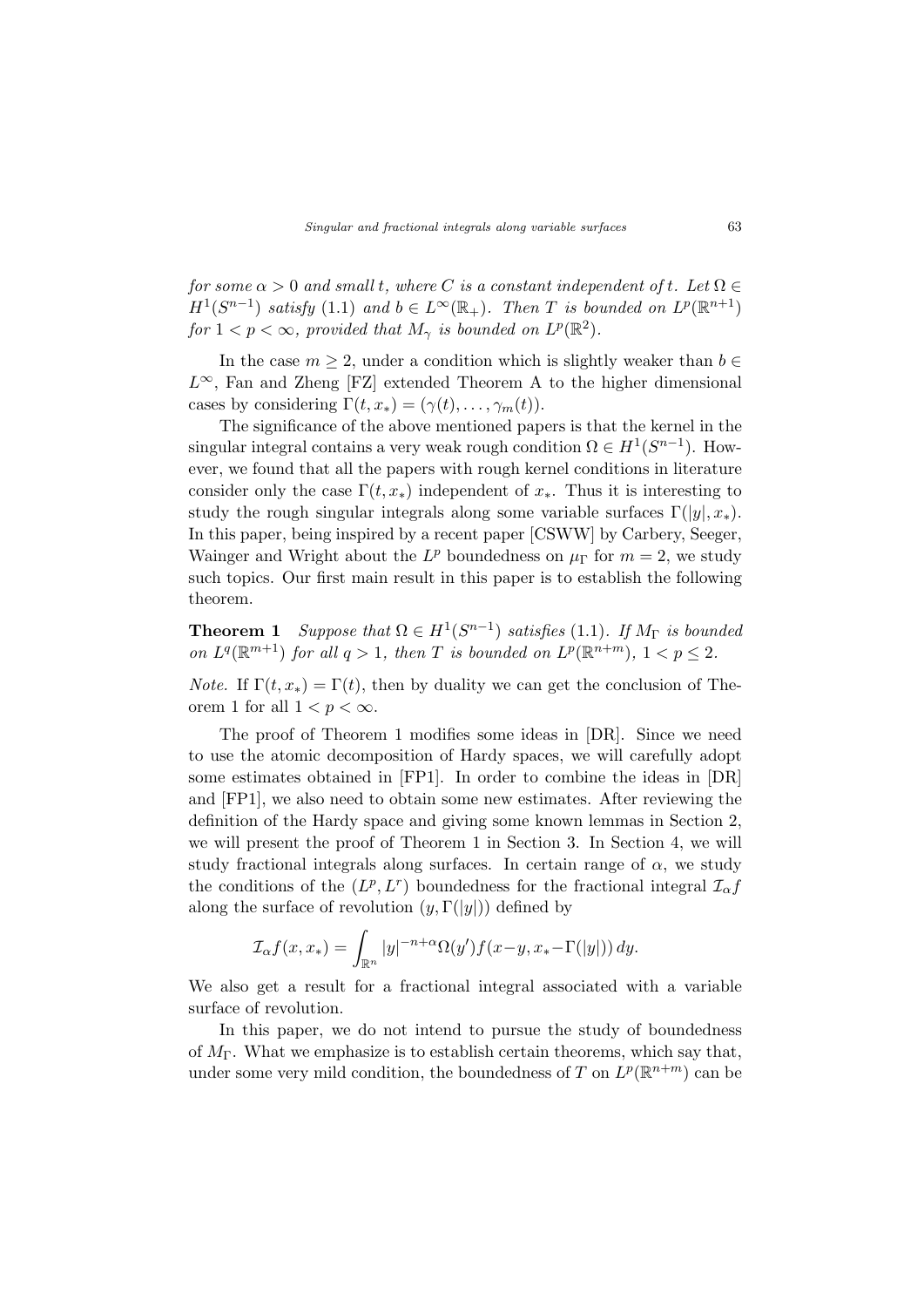*for some $\alpha > 0$ and small $t$, where $C$ is a constant independent of $t$. Let $\Omega \in H^1(S^{n-1})$ satisfy* (1.1) *and $b \in L^\infty(\mathbb{R}_+)$. Then $T$ is bounded on $L^p(\mathbb{R}^{n+1})$ for $1 < p < \infty$, provided that $M_\gamma$ is bounded on $L^p(\mathbb{R}^2)$.*

In the case $m \geq 2$, under a condition which is slightly weaker than $b \in L^\infty$, Fan and Zheng [FZ] extended Theorem A to the higher dimensional cases by considering $\Gamma(t, x_*) = (\gamma(t), \ldots, \gamma_m(t))$.

The significance of the above mentioned papers is that the kernel in the singular integral contains a very weak rough condition $\Omega \in H^1(S^{n-1})$. However, we found that all the papers with rough kernel conditions in literature consider only the case $\Gamma(t, x_*)$ independent of $x_*$. Thus it is interesting to study the rough singular integrals along some variable surfaces $\Gamma(|y|, x_*)$. In this paper, being inspired by a recent paper [CSWW] by Carbery, Seeger, Wainger and Wright about the $L^p$ boundedness on $\mu_\Gamma$ for $m = 2$, we study such topics. Our first main result in this paper is to establish the following theorem.

**Theorem 1** *Suppose that $\Omega \in H^1(S^{n-1})$ satisfies* (1.1)*. If $M_\Gamma$ is bounded on $L^q(\mathbb{R}^{m+1})$ for all $q > 1$, then $T$ is bounded on $L^p(\mathbb{R}^{n+m})$, $1 < p \leq 2$.*

*Note.* If $\Gamma(t, x_*) = \Gamma(t)$, then by duality we can get the conclusion of Theorem 1 for all $1 < p < \infty$.

The proof of Theorem 1 modifies some ideas in [DR]. Since we need to use the atomic decomposition of Hardy spaces, we will carefully adopt some estimates obtained in [FP1]. In order to combine the ideas in [DR] and [FP1], we also need to obtain some new estimates. After reviewing the definition of the Hardy space and giving some known lemmas in Section 2, we will present the proof of Theorem 1 in Section 3. In Section 4, we will study fractional integrals along surfaces. In certain range of $\alpha$, we study the conditions of the $(L^p, L^r)$ boundedness for the fractional integral $\mathcal{I}_\alpha f$ along the surface of revolution $(y, \Gamma(|y|))$ defined by

$$\mathcal{I}_\alpha f(x, x_*) = \int_{\mathbb{R}^n} |y|^{-n+\alpha} \Omega(y') f(x-y, x_* - \Gamma(|y|))\, dy.$$

We also get a result for a fractional integral associated with a variable surface of revolution.

In this paper, we do not intend to pursue the study of boundedness of $M_\Gamma$. What we emphasize is to establish certain theorems, which say that, under some very mild condition, the boundedness of $T$ on $L^p(\mathbb{R}^{n+m})$ can be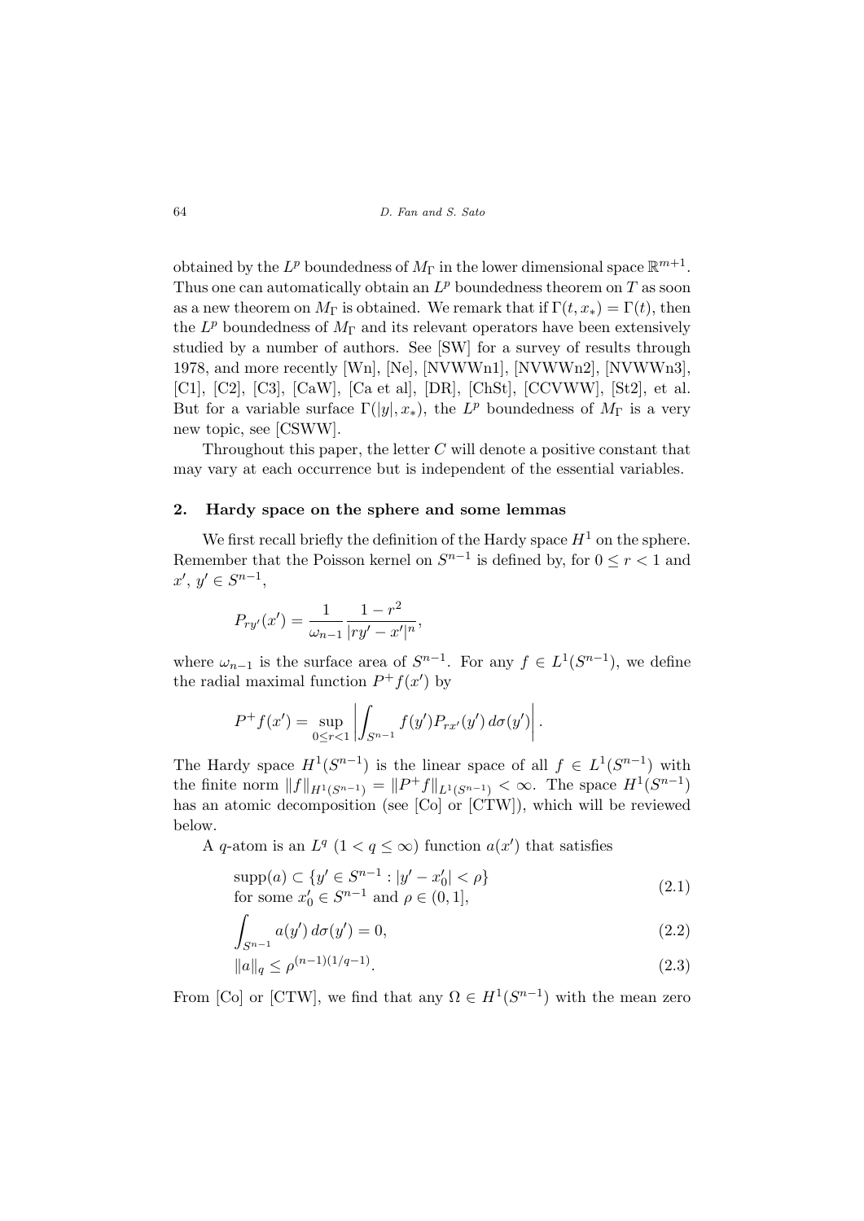obtained by the $L^p$ boundedness of $M_\Gamma$ in the lower dimensional space $\mathbb{R}^{m+1}$. Thus one can automatically obtain an $L^p$ boundedness theorem on $T$ as soon as a new theorem on $M_\Gamma$ is obtained. We remark that if $\Gamma(t, x_*) = \Gamma(t)$, then the $L^p$ boundedness of $M_\Gamma$ and its relevant operators have been extensively studied by a number of authors. See [SW] for a survey of results through 1978, and more recently [Wn], [Ne], [NVWWn1], [NVWWn2], [NVWWn3], [C1], [C2], [C3], [CaW], [Ca et al], [DR], [ChSt], [CCVWW], [St2], et al. But for a variable surface $\Gamma(|y|, x_*)$, the $L^p$ boundedness of $M_\Gamma$ is a very new topic, see [CSWW].

Throughout this paper, the letter $C$ will denote a positive constant that may vary at each occurrence but is independent of the essential variables.

## 2. Hardy space on the sphere and some lemmas

We first recall briefly the definition of the Hardy space $H^1$ on the sphere. Remember that the Poisson kernel on $S^{n-1}$ is defined by, for $0 \le r < 1$ and $x'$, $y' \in S^{n-1}$,

$$P_{ry'}(x') = \frac{1}{\omega_{n-1}} \frac{1 - r^2}{|ry' - x'|^n},$$

where $\omega_{n-1}$ is the surface area of $S^{n-1}$. For any $f \in L^1(S^{n-1})$, we define the radial maximal function $P^+ f(x')$ by

$$P^+ f(x') = \sup_{0 \le r < 1} \left| \int_{S^{n-1}} f(y') P_{rx'}(y') \, d\sigma(y') \right|.$$

The Hardy space $H^1(S^{n-1})$ is the linear space of all $f \in L^1(S^{n-1})$ with the finite norm $\|f\|_{H^1(S^{n-1})} = \|P^+ f\|_{L^1(S^{n-1})} < \infty$. The space $H^1(S^{n-1})$ has an atomic decomposition (see [Co] or [CTW]), which will be reviewed below.

A $q$-atom is an $L^q$ $(1 < q \le \infty)$ function $a(x')$ that satisfies

$$\begin{aligned} &\operatorname{supp}(a) \subset \{y' \in S^{n-1} : |y' - x_0'| < \rho\} \\ &\text{for some } x_0' \in S^{n-1} \text{ and } \rho \in (0, 1], \end{aligned} \tag{2.1}$$

$$\int_{S^{n-1}} a(y') \, d\sigma(y') = 0, \tag{2.2}$$

$$\|a\|_q \le \rho^{(n-1)(1/q-1)}. \tag{2.3}$$

From [Co] or [CTW], we find that any $\Omega \in H^1(S^{n-1})$ with the mean zero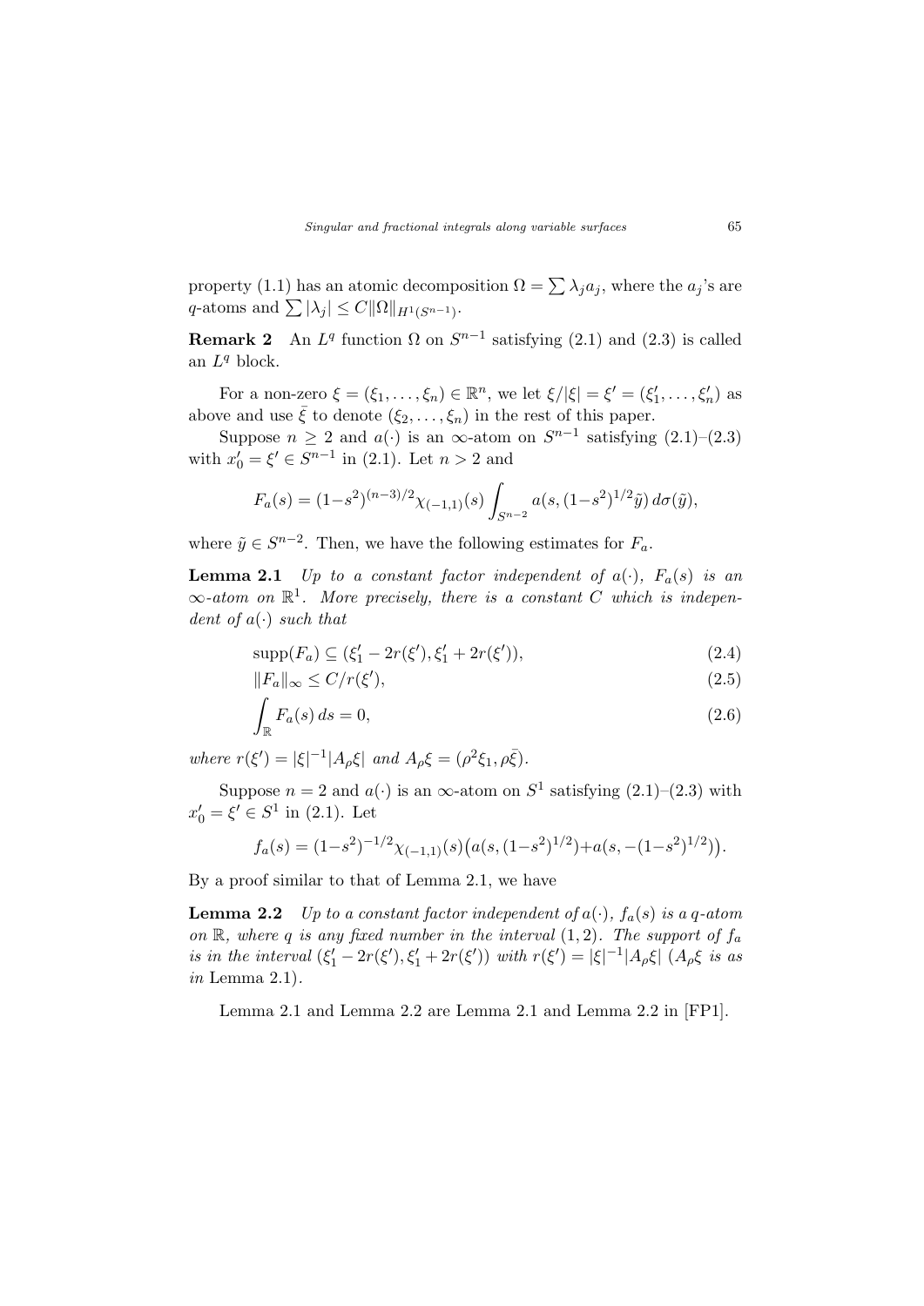property (1.1) has an atomic decomposition $\Omega = \sum \lambda_j a_j$, where the $a_j$'s are $q$-atoms and $\sum |\lambda_j| \leq C\|\Omega\|_{H^1(S^{n-1})}$.

**Remark 2** An $L^q$ function $\Omega$ on $S^{n-1}$ satisfying (2.1) and (2.3) is called an $L^q$ block.

For a non-zero $\xi = (\xi_1, \dots, \xi_n) \in \mathbb{R}^n$, we let $\xi/|\xi| = \xi' = (\xi_1', \dots, \xi_n')$ as above and use $\bar{\xi}$ to denote $(\xi_2, \dots, \xi_n)$ in the rest of this paper.

Suppose $n \geq 2$ and $a(\cdot)$ is an $\infty$-atom on $S^{n-1}$ satisfying (2.1)–(2.3) with $x_0' = \xi' \in S^{n-1}$ in (2.1). Let $n > 2$ and

$$F_a(s) = (1-s^2)^{(n-3)/2}\chi_{(-1,1)}(s)\int_{S^{n-2}} a(s, (1-s^2)^{1/2}\tilde{y})\, d\sigma(\tilde{y}),$$

where $\tilde{y} \in S^{n-2}$. Then, we have the following estimates for $F_a$.

**Lemma 2.1** *Up to a constant factor independent of $a(\cdot)$, $F_a(s)$ is an $\infty$-atom on $\mathbb{R}^1$. More precisely, there is a constant $C$ which is independent of $a(\cdot)$ such that*

$$\operatorname{supp}(F_a) \subseteq (\xi_1' - 2r(\xi'), \xi_1' + 2r(\xi')), \tag{2.4}$$

$$\|F_a\|_\infty \leq C/r(\xi'), \tag{2.5}$$

$$\int_{\mathbb{R}} F_a(s)\, ds = 0, \tag{2.6}$$

*where $r(\xi') = |\xi|^{-1}|A_\rho \xi|$ and $A_\rho \xi = (\rho^2 \xi_1, \rho\bar{\xi})$.*

Suppose $n = 2$ and $a(\cdot)$ is an $\infty$-atom on $S^1$ satisfying (2.1)–(2.3) with $x_0' = \xi' \in S^1$ in (2.1). Let

$$f_a(s) = (1-s^2)^{-1/2}\chi_{(-1,1)}(s)\big(a(s, (1-s^2)^{1/2}) + a(s, -(1-s^2)^{1/2})\big).$$

By a proof similar to that of Lemma 2.1, we have

**Lemma 2.2** *Up to a constant factor independent of $a(\cdot)$, $f_a(s)$ is a $q$-atom on $\mathbb{R}$, where $q$ is any fixed number in the interval $(1, 2)$. The support of $f_a$ is in the interval $(\xi_1' - 2r(\xi'), \xi_1' + 2r(\xi'))$ with $r(\xi') = |\xi|^{-1}|A_\rho \xi|$ ($A_\rho \xi$ is as in* Lemma 2.1*).*

Lemma 2.1 and Lemma 2.2 are Lemma 2.1 and Lemma 2.2 in [FP1].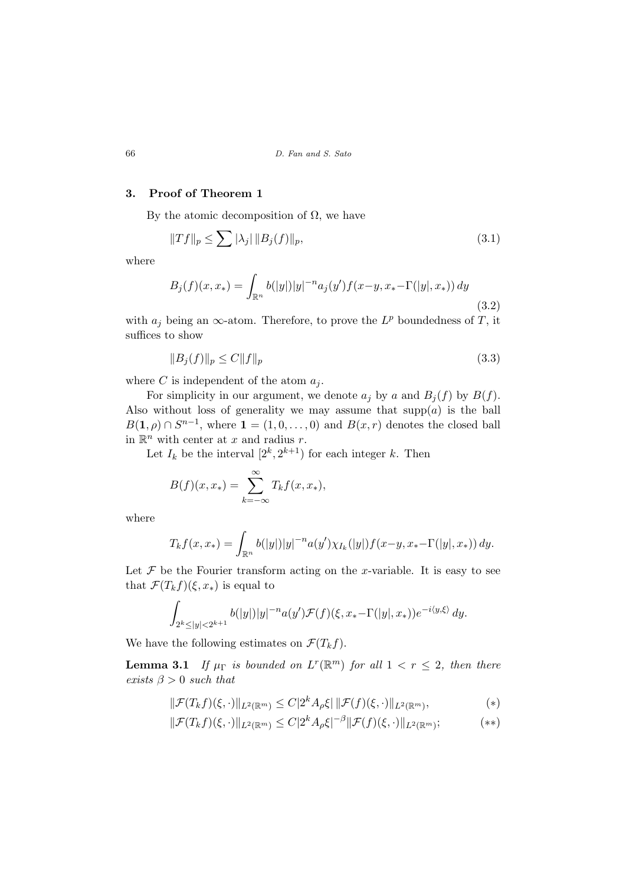## 3. Proof of Theorem 1

By the atomic decomposition of $\Omega$, we have

$$\|Tf\|_p \le \sum |\lambda_j| \, \|B_j(f)\|_p, \tag{3.1}$$

where

$$B_j(f)(x, x_*) = \int_{\mathbb{R}^n} b(|y|)|y|^{-n} a_j(y') f(x-y, x_* - \Gamma(|y|, x_*)) \, dy \tag{3.2}$$

with $a_j$ being an $\infty$-atom. Therefore, to prove the $L^p$ boundedness of $T$, it suffices to show

$$\|B_j(f)\|_p \le C\|f\|_p \tag{3.3}$$

where $C$ is independent of the atom $a_j$.

For simplicity in our argument, we denote $a_j$ by $a$ and $B_j(f)$ by $B(f)$. Also without loss of generality we may assume that $\operatorname{supp}(a)$ is the ball $B(\mathbf{1}, \rho) \cap S^{n-1}$, where $\mathbf{1} = (1, 0, \ldots, 0)$ and $B(x, r)$ denotes the closed ball in $\mathbb{R}^n$ with center at $x$ and radius $r$.

Let $I_k$ be the interval $[2^k, 2^{k+1})$ for each integer $k$. Then

$$B(f)(x, x_*) = \sum_{k=-\infty}^{\infty} T_k f(x, x_*),$$

where

$$T_k f(x, x_*) = \int_{\mathbb{R}^n} b(|y|)|y|^{-n} a(y') \chi_{I_k}(|y|) f(x-y, x_* - \Gamma(|y|, x_*)) \, dy.$$

Let $\mathcal{F}$ be the Fourier transform acting on the $x$-variable. It is easy to see that $\mathcal{F}(T_k f)(\xi, x_*)$ is equal to

$$\int_{2^k \le |y| < 2^{k+1}} b(|y|)|y|^{-n} a(y') \mathcal{F}(f)(\xi, x_* - \Gamma(|y|, x_*)) e^{-i\langle y, \xi \rangle} \, dy.$$

We have the following estimates on $\mathcal{F}(T_k f)$.

**Lemma 3.1** *If $\mu_\Gamma$ is bounded on $L^r(\mathbb{R}^m)$ for all $1 < r \le 2$, then there exists $\beta > 0$ such that*

$$\|\mathcal{F}(T_k f)(\xi, \cdot)\|_{L^2(\mathbb{R}^m)} \le C|2^k A_\rho \xi| \, \|\mathcal{F}(f)(\xi, \cdot)\|_{L^2(\mathbb{R}^m)}, \tag{$*$}$$

$$\|\mathcal{F}(T_k f)(\xi, \cdot)\|_{L^2(\mathbb{R}^m)} \le C|2^k A_\rho \xi|^{-\beta} \|\mathcal{F}(f)(\xi, \cdot)\|_{L^2(\mathbb{R}^m)}; \tag{$**$}$$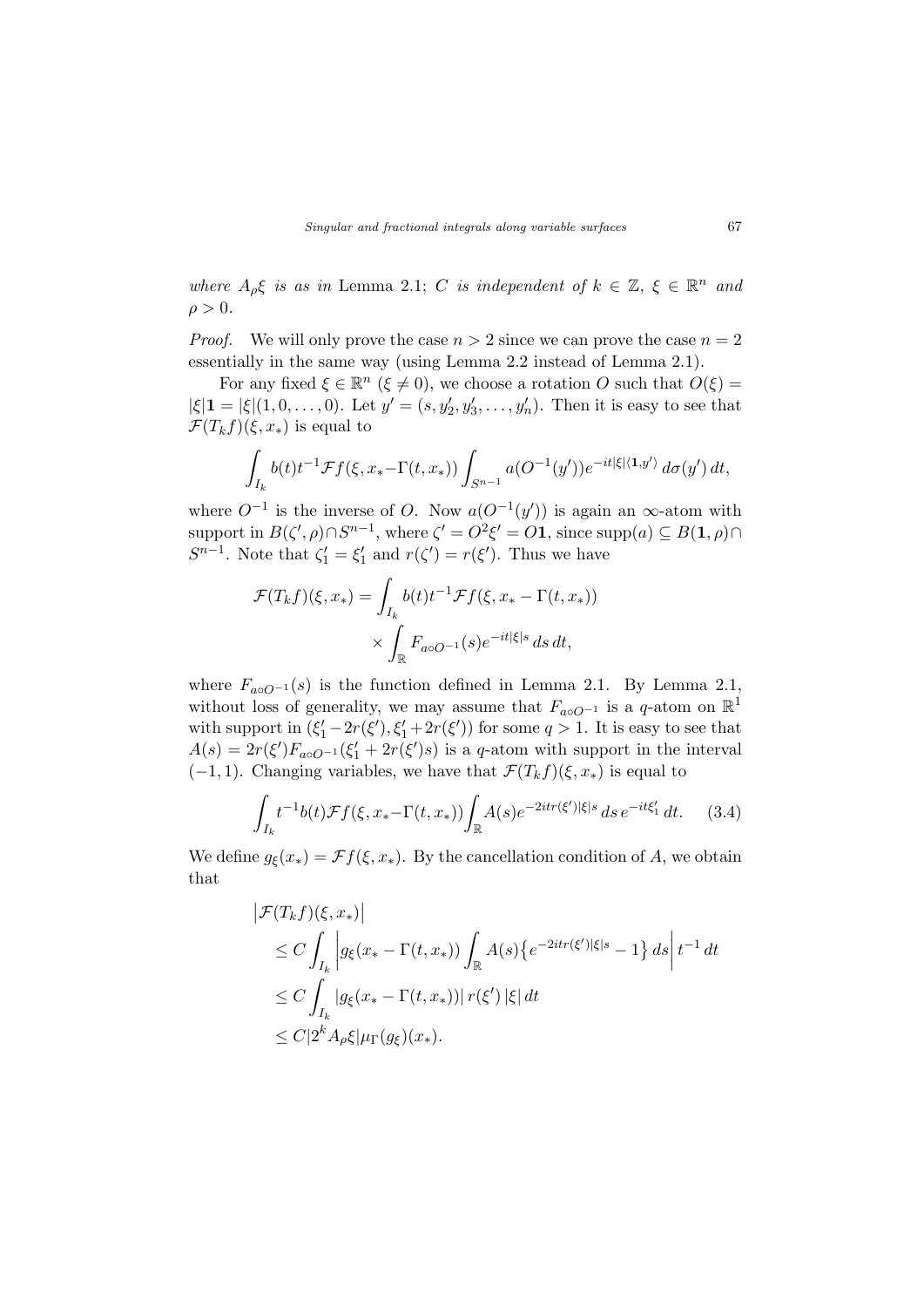*where $A_\rho\xi$ is as in* Lemma 2.1; *$C$ is independent of $k \in \mathbb{Z}$, $\xi \in \mathbb{R}^n$ and $\rho > 0$.*

*Proof.* We will only prove the case $n > 2$ since we can prove the case $n = 2$ essentially in the same way (using Lemma 2.2 instead of Lemma 2.1).

For any fixed $\xi \in \mathbb{R}^n$ ($\xi \neq 0$), we choose a rotation $O$ such that $O(\xi) = |\xi|\mathbf{1} = |\xi|(1, 0, \ldots, 0)$. Let $y' = (s, y_2', y_3', \ldots, y_n')$. Then it is easy to see that $\mathcal{F}(T_k f)(\xi, x_*)$ is equal to

$$\int_{I_k} b(t)t^{-1}\mathcal{F}f(\xi, x_* - \Gamma(t, x_*)) \int_{S^{n-1}} a(O^{-1}(y'))e^{-it|\xi|\langle \mathbf{1}, y'\rangle}\, d\sigma(y')\, dt,$$

where $O^{-1}$ is the inverse of $O$. Now $a(O^{-1}(y'))$ is again an $\infty$-atom with support in $B(\zeta', \rho) \cap S^{n-1}$, where $\zeta' = O^2\xi' = O\mathbf{1}$, since $\operatorname{supp}(a) \subseteq B(\mathbf{1}, \rho) \cap S^{n-1}$. Note that $\zeta_1' = \xi_1'$ and $r(\zeta') = r(\xi')$. Thus we have

$$\begin{aligned}\mathcal{F}(T_k f)(\xi, x_*) = \int_{I_k} & b(t)t^{-1}\mathcal{F}f(\xi, x_* - \Gamma(t, x_*)) \\ & \times \int_{\mathbb{R}} F_{a\circ O^{-1}}(s)e^{-it|\xi|s}\, ds\, dt,\end{aligned}$$

where $F_{a\circ O^{-1}}(s)$ is the function defined in Lemma 2.1. By Lemma 2.1, without loss of generality, we may assume that $F_{a\circ O^{-1}}$ is a $q$-atom on $\mathbb{R}^1$ with support in $(\xi_1' - 2r(\xi'), \xi_1' + 2r(\xi'))$ for some $q > 1$. It is easy to see that $A(s) = 2r(\xi')F_{a\circ O^{-1}}(\xi_1' + 2r(\xi')s)$ is a $q$-atom with support in the interval $(-1, 1)$. Changing variables, we have that $\mathcal{F}(T_k f)(\xi, x_*)$ is equal to

$$\int_{I_k} t^{-1}b(t)\mathcal{F}f(\xi, x_* - \Gamma(t, x_*)) \int_{\mathbb{R}} A(s)e^{-2itr(\xi')|\xi|s}\, ds\, e^{-it\xi_1'}\, dt. \tag{3.4}$$

We define $g_\xi(x_*) = \mathcal{F}f(\xi, x_*)$. By the cancellation condition of $A$, we obtain that

$$\begin{aligned}&\left|\mathcal{F}(T_k f)(\xi, x_*)\right| \\ &\quad\leq C\int_{I_k}\left|g_\xi(x_* - \Gamma(t, x_*))\int_{\mathbb{R}} A(s)\left\{e^{-2itr(\xi')|\xi|s} - 1\right\} ds\right| t^{-1}\, dt \\ &\quad\leq C\int_{I_k}|g_\xi(x_* - \Gamma(t, x_*))|\, r(\xi')\, |\xi|\, dt \\ &\quad\leq C|2^k A_\rho \xi|\mu_\Gamma(g_\xi)(x_*).\end{aligned}$$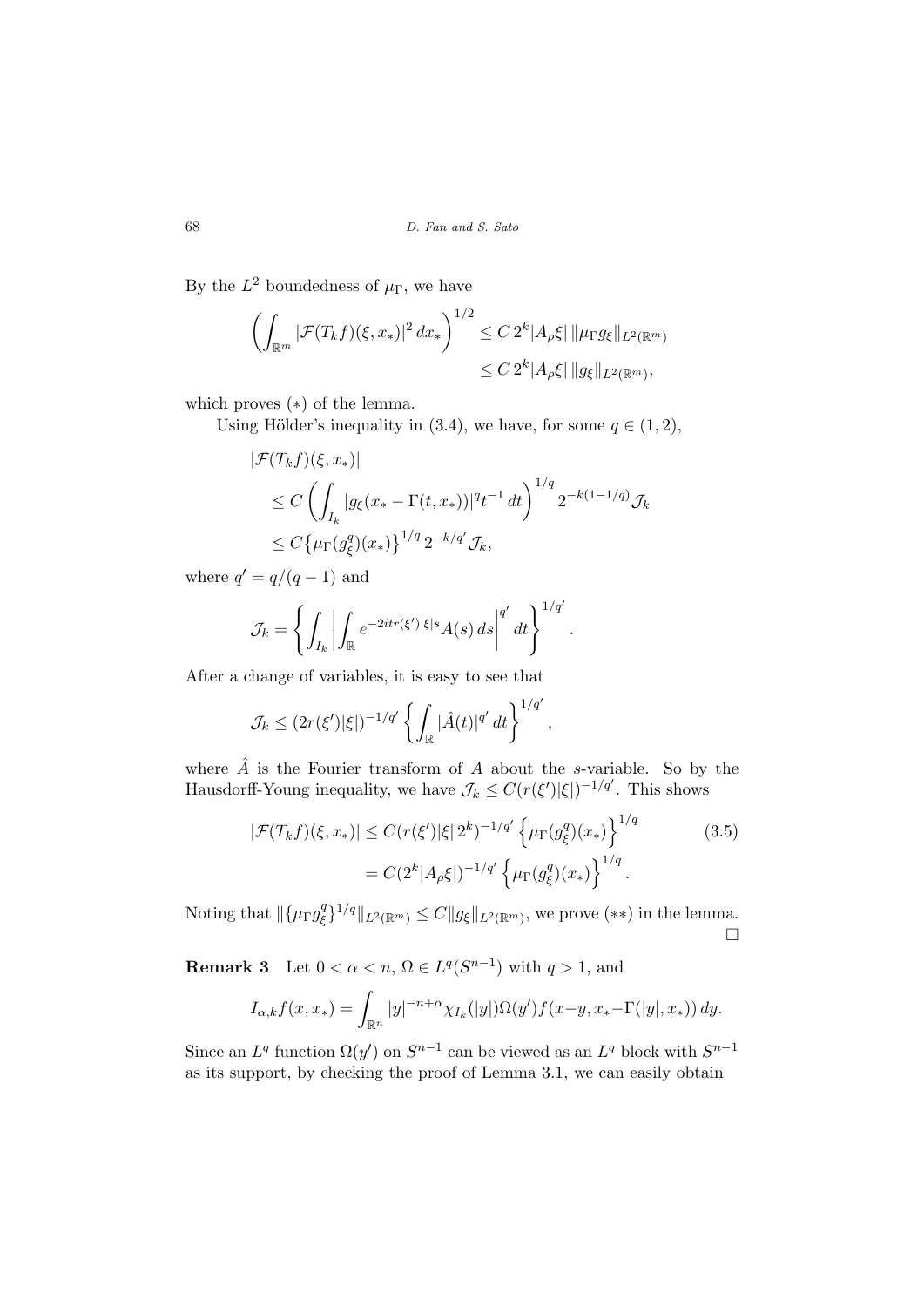By the $L^2$ boundedness of $\mu_\Gamma$, we have

$$\left(\int_{\mathbb{R}^m} |\mathcal{F}(T_k f)(\xi, x_*)|^2\, dx_*\right)^{1/2} \leq C\, 2^k |A_\rho \xi|\, \|\mu_\Gamma g_\xi\|_{L^2(\mathbb{R}^m)}$$
$$\leq C\, 2^k |A_\rho \xi|\, \|g_\xi\|_{L^2(\mathbb{R}^m)},$$

which proves $(*)$ of the lemma.

Using Hölder's inequality in (3.4), we have, for some $q \in (1,2)$,

$$|\mathcal{F}(T_k f)(\xi, x_*)|$$
$$\leq C\left(\int_{I_k} |g_\xi(x_* - \Gamma(t, x_*))|^q t^{-1}\, dt\right)^{1/q} 2^{-k(1-1/q)} \mathcal{J}_k$$
$$\leq C\big\{\mu_\Gamma(g_\xi^q)(x_*)\big\}^{1/q}\, 2^{-k/q'} \mathcal{J}_k,$$

where $q' = q/(q-1)$ and

$$\mathcal{J}_k = \left\{\int_{I_k} \left|\int_{\mathbb{R}} e^{-2itr(\xi')|\xi| s} A(s)\, ds\right|^{q'} dt\right\}^{1/q'}.$$

After a change of variables, it is easy to see that

$$\mathcal{J}_k \leq (2r(\xi')|\xi|)^{-1/q'} \left\{\int_{\mathbb{R}} |\hat{A}(t)|^{q'}\, dt\right\}^{1/q'},$$

where $\hat{A}$ is the Fourier transform of $A$ about the $s$-variable. So by the Hausdorff-Young inequality, we have $\mathcal{J}_k \leq C(r(\xi')|\xi|)^{-1/q'}$. This shows

$$|\mathcal{F}(T_k f)(\xi, x_*)| \leq C(r(\xi')|\xi|\, 2^k)^{-1/q'} \left\{\mu_\Gamma(g_\xi^q)(x_*)\right\}^{1/q} \tag{3.5}$$
$$= C(2^k |A_\rho \xi|)^{-1/q'} \left\{\mu_\Gamma(g_\xi^q)(x_*)\right\}^{1/q}.$$

Noting that $\|\{\mu_\Gamma g_\xi^q\}^{1/q}\|_{L^2(\mathbb{R}^m)} \leq C\|g_\xi\|_{L^2(\mathbb{R}^m)}$, we prove $(**)$ in the lemma. □

**Remark 3** Let $0 < \alpha < n$, $\Omega \in L^q(S^{n-1})$ with $q > 1$, and

$$I_{\alpha,k} f(x, x_*) = \int_{\mathbb{R}^n} |y|^{-n+\alpha} \chi_{I_k}(|y|)\Omega(y') f(x-y, x_* - \Gamma(|y|, x_*))\, dy.$$

Since an $L^q$ function $\Omega(y')$ on $S^{n-1}$ can be viewed as an $L^q$ block with $S^{n-1}$ as its support, by checking the proof of Lemma 3.1, we can easily obtain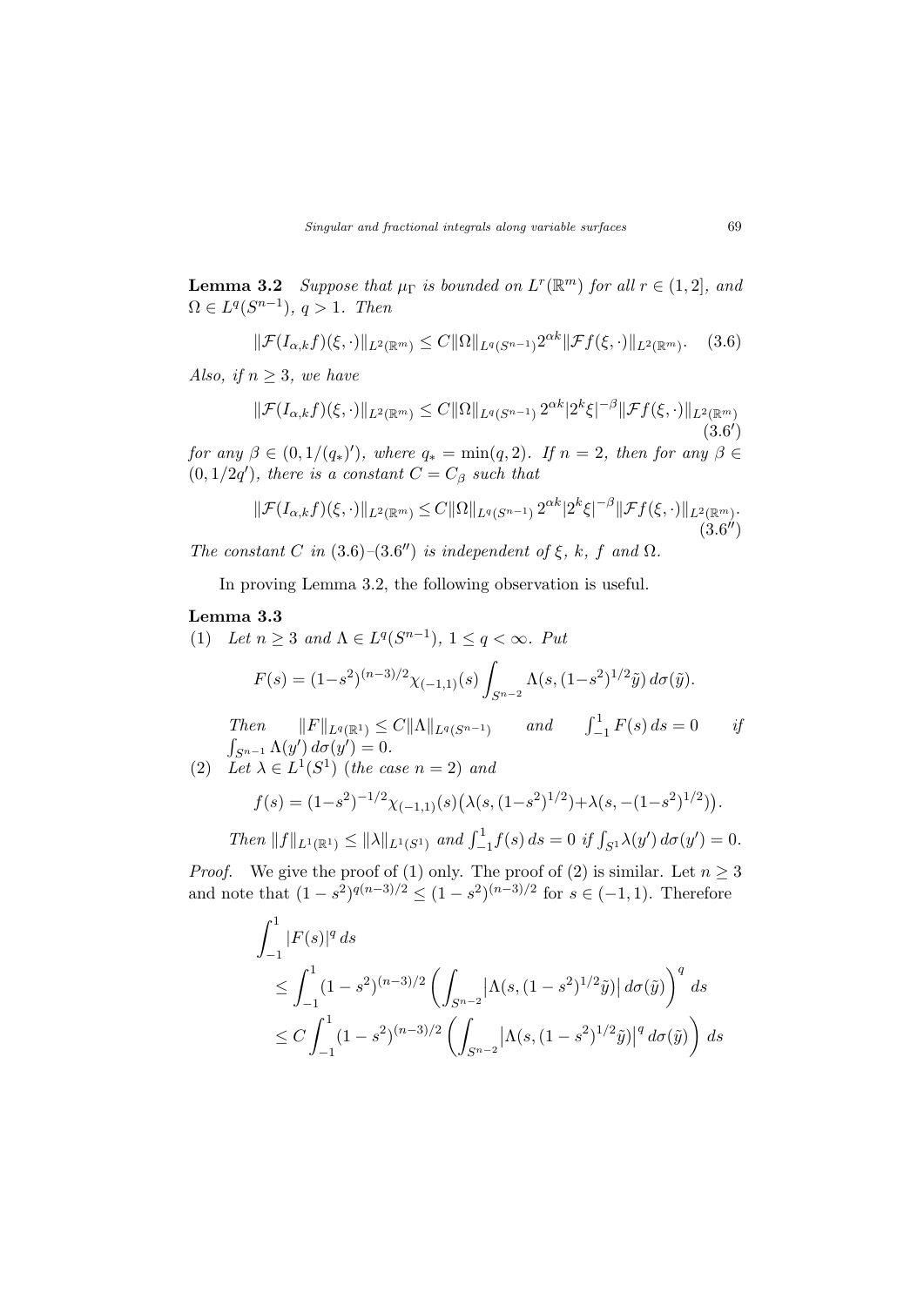**Lemma 3.2** *Suppose that $\mu_\Gamma$ is bounded on $L^r(\mathbb{R}^m)$ for all $r \in (1, 2]$, and $\Omega \in L^q(S^{n-1})$, $q > 1$. Then*

$$\|\mathcal{F}(I_{\alpha,k}f)(\xi,\cdot)\|_{L^2(\mathbb{R}^m)} \leq C\|\Omega\|_{L^q(S^{n-1})}2^{\alpha k}\|\mathcal{F}f(\xi,\cdot)\|_{L^2(\mathbb{R}^m)}. \quad (3.6)$$

*Also, if $n \geq 3$, we have*

$$\|\mathcal{F}(I_{\alpha,k}f)(\xi,\cdot)\|_{L^2(\mathbb{R}^m)} \leq C\|\Omega\|_{L^q(S^{n-1})}\, 2^{\alpha k}|2^k\xi|^{-\beta}\|\mathcal{F}f(\xi,\cdot)\|_{L^2(\mathbb{R}^m)} \quad (3.6')$$

*for any $\beta \in (0, 1/(q_*)')$, where $q_* = \min(q, 2)$. If $n = 2$, then for any $\beta \in (0, 1/2q')$, there is a constant $C = C_\beta$ such that*

$$\|\mathcal{F}(I_{\alpha,k}f)(\xi,\cdot)\|_{L^2(\mathbb{R}^m)} \leq C\|\Omega\|_{L^q(S^{n-1})}\, 2^{\alpha k}|2^k\xi|^{-\beta}\|\mathcal{F}f(\xi,\cdot)\|_{L^2(\mathbb{R}^m)}. \quad (3.6'')$$

*The constant $C$ in (3.6)–(3.6$''$) is independent of $\xi$, $k$, $f$ and $\Omega$.*

In proving Lemma 3.2, the following observation is useful.

**Lemma 3.3**

(1) *Let $n \geq 3$ and $\Lambda \in L^q(S^{n-1})$, $1 \leq q < \infty$. Put*

$$F(s) = (1-s^2)^{(n-3)/2}\chi_{(-1,1)}(s)\int_{S^{n-2}} \Lambda(s, (1-s^2)^{1/2}\tilde{y})\, d\sigma(\tilde{y}).$$

*Then $\|F\|_{L^q(\mathbb{R}^1)} \leq C\|\Lambda\|_{L^q(S^{n-1})}$ and $\int_{-1}^{1} F(s)\, ds = 0$ if $\int_{S^{n-1}} \Lambda(y')\, d\sigma(y') = 0$.*

(2) *Let $\lambda \in L^1(S^1)$ (the case $n = 2$) and*

$$f(s) = (1-s^2)^{-1/2}\chi_{(-1,1)}(s)\big(\lambda(s, (1-s^2)^{1/2})+\lambda(s, -(1-s^2)^{1/2})\big).$$

*Then $\|f\|_{L^1(\mathbb{R}^1)} \leq \|\lambda\|_{L^1(S^1)}$ and $\int_{-1}^{1} f(s)\, ds = 0$ if $\int_{S^1} \lambda(y')\, d\sigma(y') = 0$.*

*Proof.* We give the proof of (1) only. The proof of (2) is similar. Let $n \geq 3$ and note that $(1 - s^2)^{q(n-3)/2} \leq (1 - s^2)^{(n-3)/2}$ for $s \in (-1, 1)$. Therefore

$$\begin{aligned}
&\int_{-1}^{1} |F(s)|^q\, ds \\
&\leq \int_{-1}^{1} (1 - s^2)^{(n-3)/2} \left( \int_{S^{n-2}} \big|\Lambda(s, (1 - s^2)^{1/2}\tilde{y})\big|\, d\sigma(\tilde{y}) \right)^q ds \\
&\leq C \int_{-1}^{1} (1 - s^2)^{(n-3)/2} \left( \int_{S^{n-2}} \big|\Lambda(s, (1 - s^2)^{1/2}\tilde{y})\big|^q\, d\sigma(\tilde{y}) \right) ds
\end{aligned}$$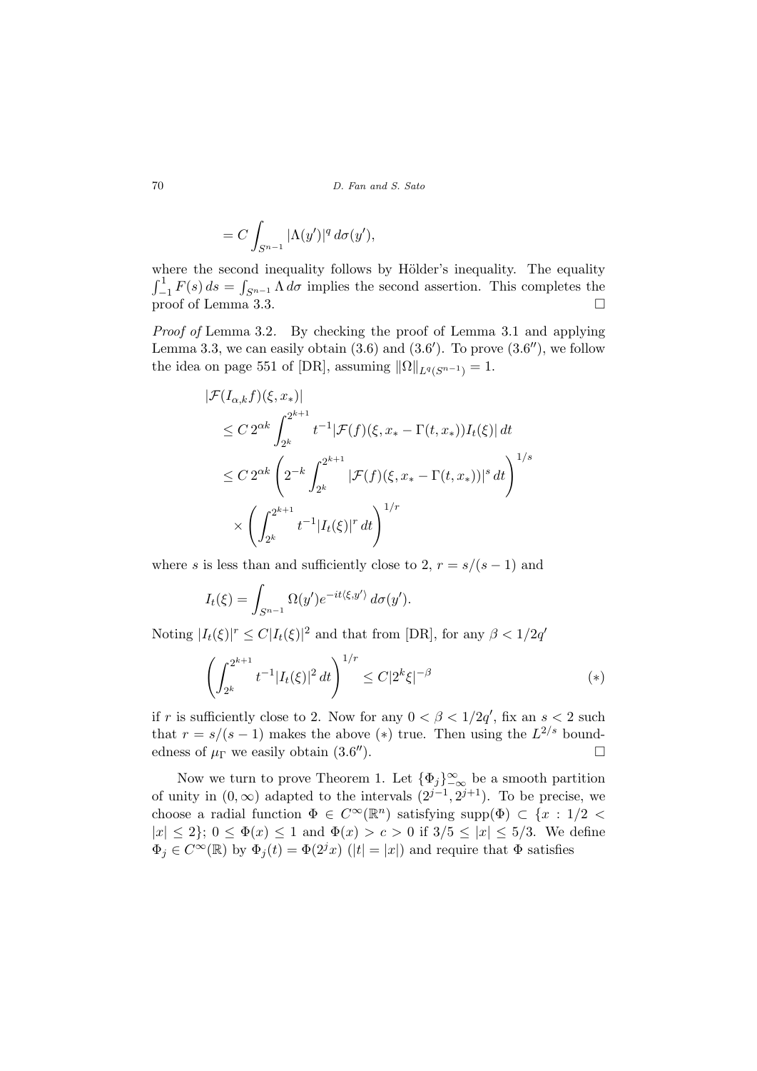$$= C \int_{S^{n-1}} |\Lambda(y')|^q \, d\sigma(y'),$$

where the second inequality follows by Hölder's inequality. The equality $\int_{-1}^{1} F(s)\, ds = \int_{S^{n-1}} \Lambda \, d\sigma$ implies the second assertion. This completes the proof of Lemma 3.3. $\square$

*Proof of* Lemma 3.2. By checking the proof of Lemma 3.1 and applying Lemma 3.3, we can easily obtain (3.6) and (3.6′). To prove (3.6″), we follow the idea on page 551 of [DR], assuming $\|\Omega\|_{L^q(S^{n-1})} = 1$.

$$\begin{aligned}
&|\mathcal{F}(I_{\alpha,k} f)(\xi, x_*)| \\
&\quad \le C\, 2^{\alpha k} \int_{2^k}^{2^{k+1}} t^{-1} |\mathcal{F}(f)(\xi, x_* - \Gamma(t, x_*)) I_t(\xi)| \, dt \\
&\quad \le C\, 2^{\alpha k} \left( 2^{-k} \int_{2^k}^{2^{k+1}} |\mathcal{F}(f)(\xi, x_* - \Gamma(t, x_*))|^s \, dt \right)^{1/s} \\
&\qquad \times \left( \int_{2^k}^{2^{k+1}} t^{-1} |I_t(\xi)|^r \, dt \right)^{1/r}
\end{aligned}$$

where $s$ is less than and sufficiently close to 2, $r = s/(s-1)$ and

$$I_t(\xi) = \int_{S^{n-1}} \Omega(y') e^{-it\langle \xi, y' \rangle} \, d\sigma(y').$$

Noting $|I_t(\xi)|^r \le C |I_t(\xi)|^2$ and that from [DR], for any $\beta < 1/2q'$

$$\left( \int_{2^k}^{2^{k+1}} t^{-1} |I_t(\xi)|^2 \, dt \right)^{1/r} \le C |2^k \xi|^{-\beta} \tag{$*$}$$

if $r$ is sufficiently close to 2. Now for any $0 < \beta < 1/2q'$, fix an $s < 2$ such that $r = s/(s-1)$ makes the above $(*)$ true. Then using the $L^{2/s}$ boundedness of $\mu_\Gamma$ we easily obtain (3.6″). $\square$

Now we turn to prove Theorem 1. Let $\{\Phi_j\}_{-\infty}^{\infty}$ be a smooth partition of unity in $(0, \infty)$ adapted to the intervals $(2^{j-1}, 2^{j+1})$. To be precise, we choose a radial function $\Phi \in C^\infty(\mathbb{R}^n)$ satisfying $\operatorname{supp}(\Phi) \subset \{x : 1/2 < |x| \le 2\}$; $0 \le \Phi(x) \le 1$ and $\Phi(x) > c > 0$ if $3/5 \le |x| \le 5/3$. We define $\Phi_j \in C^\infty(\mathbb{R})$ by $\Phi_j(t) = \Phi(2^j x)$ ($|t| = |x|$) and require that $\Phi$ satisfies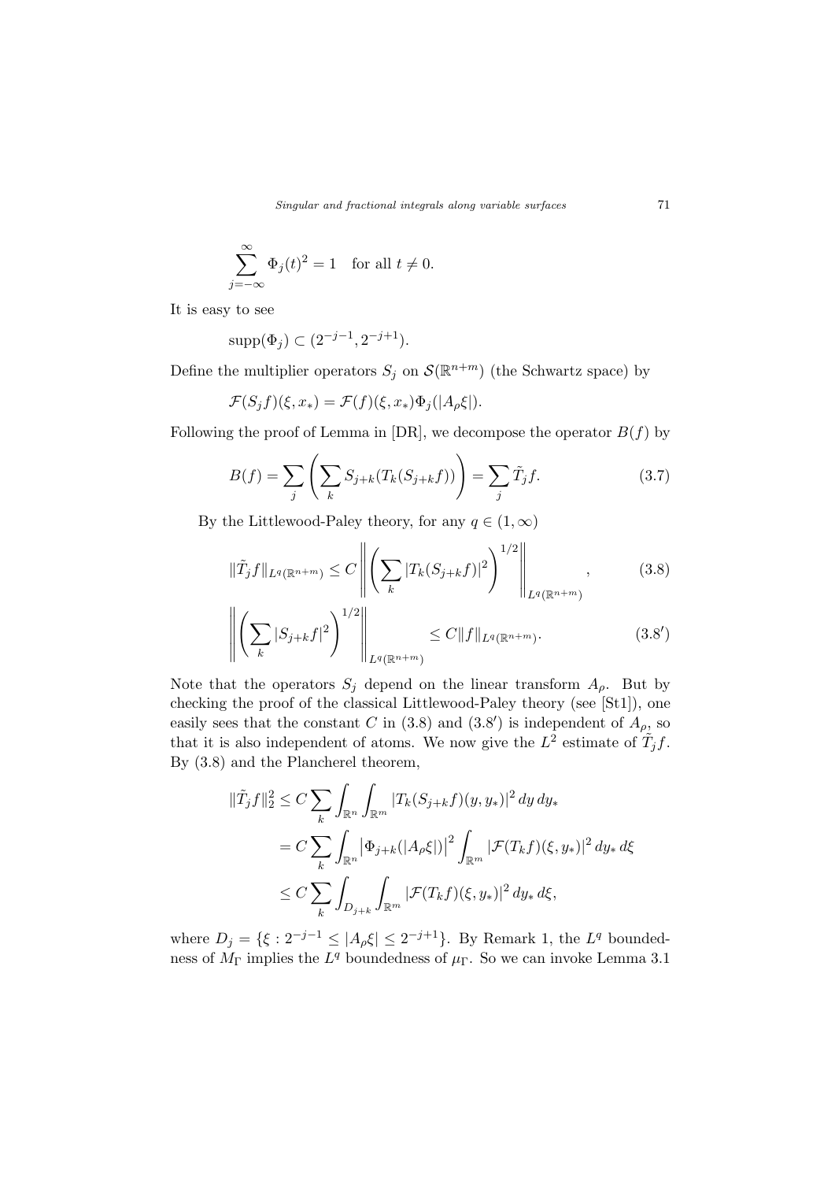$$\sum_{j=-\infty}^{\infty} \Phi_j(t)^2 = 1 \quad \text{for all } t \neq 0.$$

It is easy to see

$$\operatorname{supp}(\Phi_j) \subset (2^{-j-1}, 2^{-j+1}).$$

Define the multiplier operators $S_j$ on $\mathcal{S}(\mathbb{R}^{n+m})$ (the Schwartz space) by

$$\mathcal{F}(S_j f)(\xi, x_*) = \mathcal{F}(f)(\xi, x_*)\Phi_j(|A_\rho \xi|).$$

Following the proof of Lemma in [DR], we decompose the operator $B(f)$ by

$$B(f) = \sum_j \left( \sum_k S_{j+k}(T_k(S_{j+k}f)) \right) = \sum_j \tilde{T}_j f. \tag{3.7}$$

By the Littlewood-Paley theory, for any $q \in (1, \infty)$

$$\|\tilde{T}_j f\|_{L^q(\mathbb{R}^{n+m})} \leq C \left\| \left( \sum_k |T_k(S_{j+k}f)|^2 \right)^{1/2} \right\|_{L^q(\mathbb{R}^{n+m})}, \tag{3.8}$$

$$\left\| \left( \sum_k |S_{j+k}f|^2 \right)^{1/2} \right\|_{L^q(\mathbb{R}^{n+m})} \leq C\|f\|_{L^q(\mathbb{R}^{n+m})}. \tag{3.8$'$}$$

Note that the operators $S_j$ depend on the linear transform $A_\rho$. But by checking the proof of the classical Littlewood-Paley theory (see [St1]), one easily sees that the constant $C$ in (3.8) and (3.8$'$) is independent of $A_\rho$, so that it is also independent of atoms. We now give the $L^2$ estimate of $\tilde{T}_j f$. By (3.8) and the Plancherel theorem,

$$\begin{aligned}
\|\tilde{T}_j f\|_2^2 &\leq C \sum_k \int_{\mathbb{R}^n} \int_{\mathbb{R}^m} |T_k(S_{j+k}f)(y, y_*)|^2 \, dy \, dy_* \\
&= C \sum_k \int_{\mathbb{R}^n} \left|\Phi_{j+k}(|A_\rho \xi|)\right|^2 \int_{\mathbb{R}^m} |\mathcal{F}(T_k f)(\xi, y_*)|^2 \, dy_* \, d\xi \\
&\leq C \sum_k \int_{D_{j+k}} \int_{\mathbb{R}^m} |\mathcal{F}(T_k f)(\xi, y_*)|^2 \, dy_* \, d\xi,
\end{aligned}$$

where $D_j = \{\xi : 2^{-j-1} \leq |A_\rho \xi| \leq 2^{-j+1}\}$. By Remark 1, the $L^q$ boundedness of $M_\Gamma$ implies the $L^q$ boundedness of $\mu_\Gamma$. So we can invoke Lemma 3.1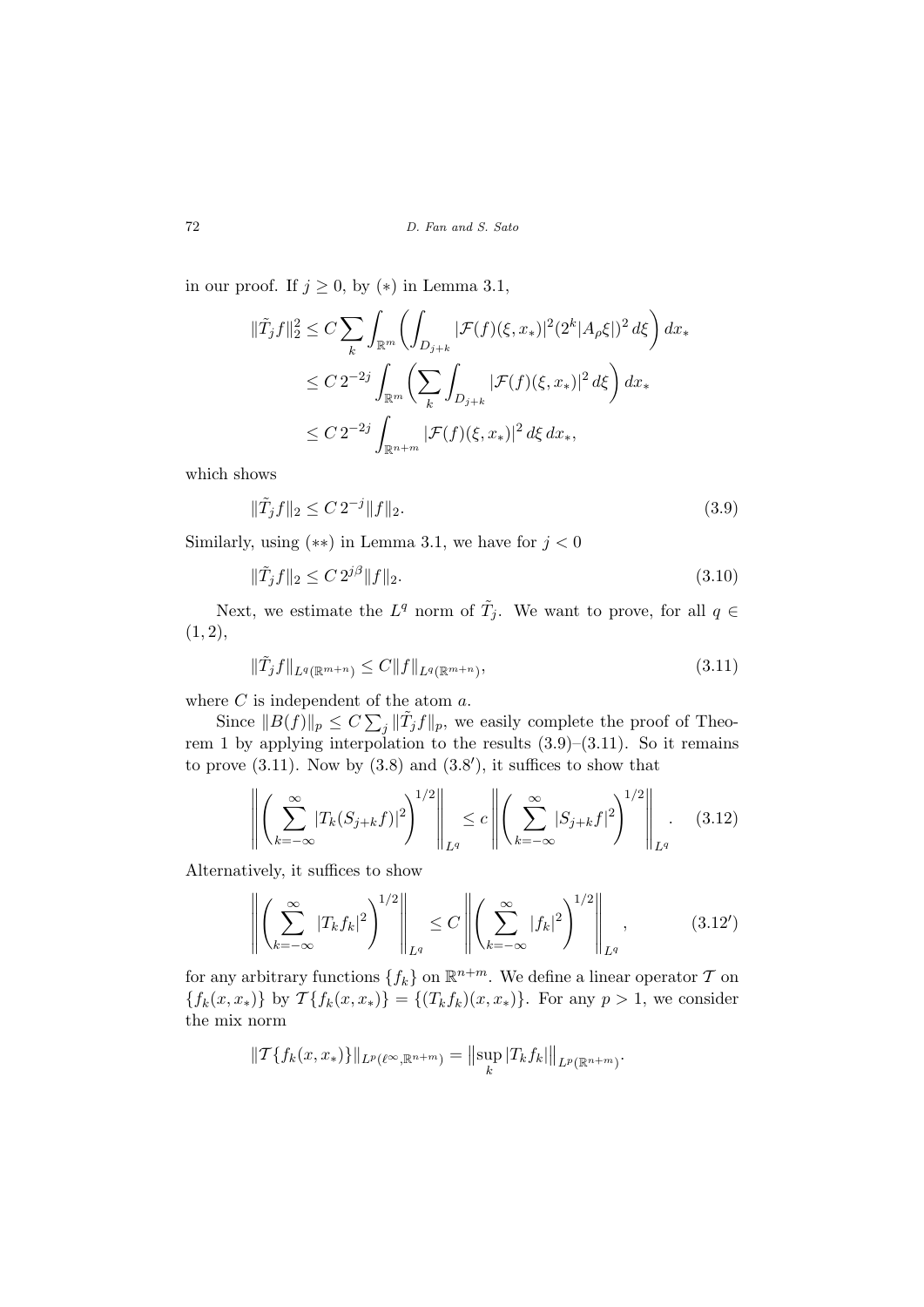in our proof. If $j \geq 0$, by $(*)$ in Lemma 3.1,

$$
\begin{aligned}
\|\tilde{T}_j f\|_2^2 &\leq C \sum_k \int_{\mathbb{R}^m} \left( \int_{D_{j+k}} |\mathcal{F}(f)(\xi, x_*)|^2 (2^k |A_\rho \xi|)^2 \, d\xi \right) dx_* \\
&\leq C\, 2^{-2j} \int_{\mathbb{R}^m} \left( \sum_k \int_{D_{j+k}} |\mathcal{F}(f)(\xi, x_*)|^2 \, d\xi \right) dx_* \\
&\leq C\, 2^{-2j} \int_{\mathbb{R}^{n+m}} |\mathcal{F}(f)(\xi, x_*)|^2 \, d\xi \, dx_*,
\end{aligned}
$$

which shows

$$
\|\tilde{T}_j f\|_2 \leq C\, 2^{-j} \|f\|_2. \tag{3.9}
$$

Similarly, using $(**)$ in Lemma 3.1, we have for $j < 0$

$$
\|\tilde{T}_j f\|_2 \leq C\, 2^{j\beta} \|f\|_2. \tag{3.10}
$$

Next, we estimate the $L^q$ norm of $\tilde{T}_j$. We want to prove, for all $q \in (1, 2)$,

$$
\|\tilde{T}_j f\|_{L^q(\mathbb{R}^{m+n})} \leq C \|f\|_{L^q(\mathbb{R}^{m+n})}, \tag{3.11}
$$

where $C$ is independent of the atom $a$.

Since $\|B(f)\|_p \leq C \sum_j \|\tilde{T}_j f\|_p$, we easily complete the proof of Theorem 1 by applying interpolation to the results (3.9)–(3.11). So it remains to prove (3.11). Now by (3.8) and (3.8′), it suffices to show that

$$
\left\| \left( \sum_{k=-\infty}^{\infty} |T_k(S_{j+k} f)|^2 \right)^{1/2} \right\|_{L^q} \leq c \left\| \left( \sum_{k=-\infty}^{\infty} |S_{j+k} f|^2 \right)^{1/2} \right\|_{L^q}. \tag{3.12}
$$

Alternatively, it suffices to show

$$
\left\| \left( \sum_{k=-\infty}^{\infty} |T_k f_k|^2 \right)^{1/2} \right\|_{L^q} \leq C \left\| \left( \sum_{k=-\infty}^{\infty} |f_k|^2 \right)^{1/2} \right\|_{L^q}, \tag{3.12′}
$$

for any arbitrary functions $\{f_k\}$ on $\mathbb{R}^{n+m}$. We define a linear operator $\mathcal{T}$ on $\{f_k(x, x_*)\}$ by $\mathcal{T}\{f_k(x, x_*)\} = \{(T_k f_k)(x, x_*)\}$. For any $p > 1$, we consider the mix norm

$$
\|\mathcal{T}\{f_k(x, x_*)\}\|_{L^p(\ell^\infty, \mathbb{R}^{n+m})} = \left\| \sup_k |T_k f_k| \right\|_{L^p(\mathbb{R}^{n+m})}.
$$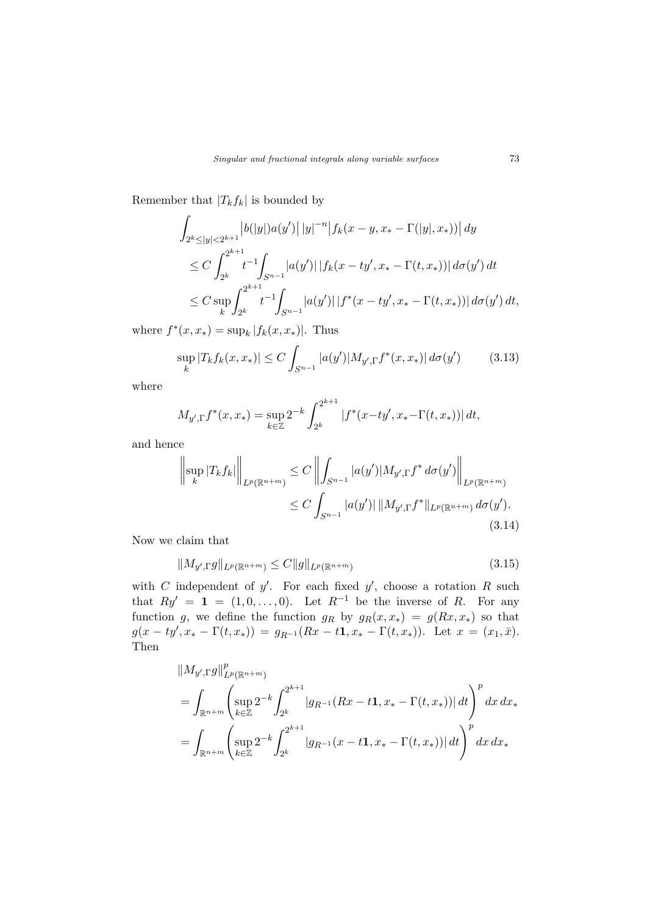Remember that $|T_k f_k|$ is bounded by

$$
\begin{aligned}
&\int_{2^k \le |y| < 2^{k+1}} \big|b(|y|)a(y')\big|\,|y|^{-n}\big|f_k(x-y, x_* - \Gamma(|y|, x_*))\big|\,dy \\
&\quad \le C \int_{2^k}^{2^{k+1}} t^{-1} \int_{S^{n-1}} |a(y')|\,|f_k(x-ty', x_* - \Gamma(t, x_*))|\,d\sigma(y')\,dt \\
&\quad \le C \sup_k \int_{2^k}^{2^{k+1}} t^{-1} \int_{S^{n-1}} |a(y')|\,|f^*(x-ty', x_* - \Gamma(t, x_*))|\,d\sigma(y')\,dt,
\end{aligned}
$$

where $f^*(x, x_*) = \sup_k |f_k(x, x_*)|$. Thus

$$
\sup_k |T_k f_k(x, x_*)| \le C \int_{S^{n-1}} |a(y')| M_{y',\Gamma} f^*(x, x_*)|\,d\sigma(y') \tag{3.13}
$$

where

$$
M_{y',\Gamma} f^*(x, x_*) = \sup_{k\in\mathbb{Z}} 2^{-k} \int_{2^k}^{2^{k+1}} |f^*(x-ty', x_* - \Gamma(t, x_*))|\,dt,
$$

and hence

$$
\begin{aligned}
\Big\| \sup_k |T_k f_k| \Big\|_{L^p(\mathbb{R}^{n+m})} &\le C \left\| \int_{S^{n-1}} |a(y')| M_{y',\Gamma} f^*\,d\sigma(y') \right\|_{L^p(\mathbb{R}^{n+m})} \\
&\le C \int_{S^{n-1}} |a(y')|\,\|M_{y',\Gamma} f^*\|_{L^p(\mathbb{R}^{n+m})}\,d\sigma(y').
\end{aligned} \tag{3.14}
$$

Now we claim that

$$
\|M_{y',\Gamma} g\|_{L^p(\mathbb{R}^{n+m})} \le C \|g\|_{L^p(\mathbb{R}^{n+m})} \tag{3.15}
$$

with $C$ independent of $y'$. For each fixed $y'$, choose a rotation $R$ such that $Ry' = \mathbf{1} = (1, 0, \dots, 0)$. Let $R^{-1}$ be the inverse of $R$. For any function $g$, we define the function $g_R$ by $g_R(x, x_*) = g(Rx, x_*)$ so that $g(x - ty', x_* - \Gamma(t, x_*)) = g_{R^{-1}}(Rx - t\mathbf{1}, x_* - \Gamma(t, x_*))$. Let $x = (x_1, \bar{x})$. Then

$$
\begin{aligned}
&\|M_{y',\Gamma} g\|^p_{L^p(\mathbb{R}^{n+m})} \\
&= \int_{\mathbb{R}^{n+m}} \left( \sup_{k\in\mathbb{Z}} 2^{-k} \int_{2^k}^{2^{k+1}} |g_{R^{-1}}(Rx - t\mathbf{1}, x_* - \Gamma(t, x_*))|\,dt \right)^p dx\,dx_* \\
&= \int_{\mathbb{R}^{n+m}} \left( \sup_{k\in\mathbb{Z}} 2^{-k} \int_{2^k}^{2^{k+1}} |g_{R^{-1}}(x - t\mathbf{1}, x_* - \Gamma(t, x_*))|\,dt \right)^p dx\,dx_*
\end{aligned}
$$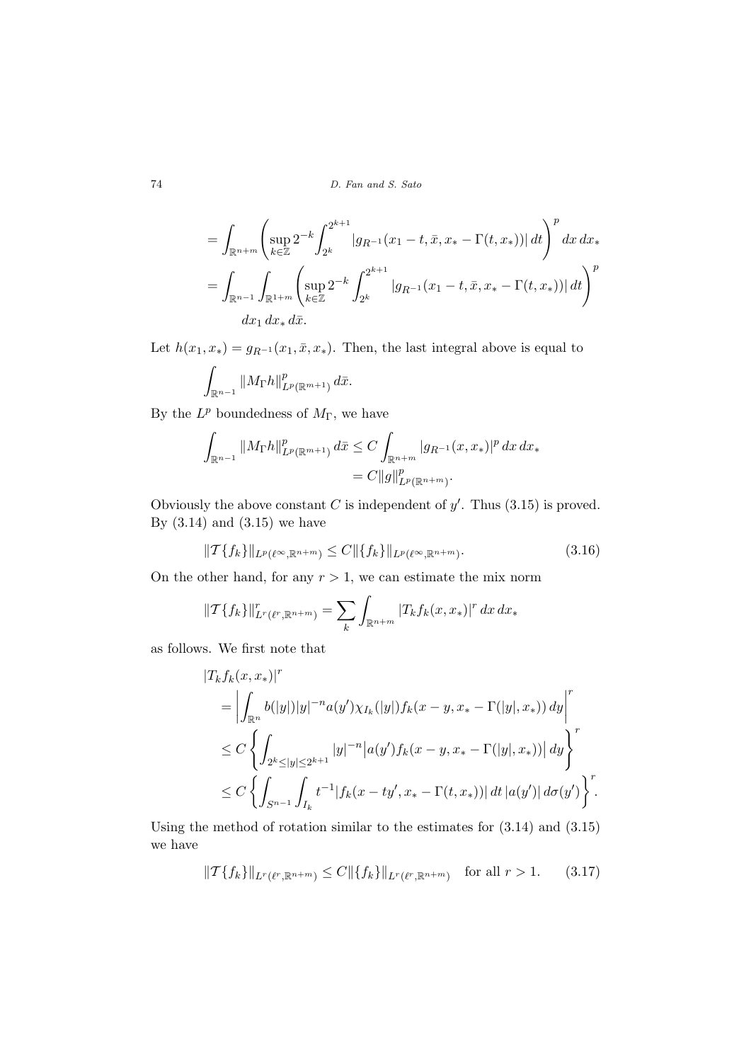$$= \int_{\mathbb{R}^{n+m}} \left( \sup_{k\in\mathbb{Z}} 2^{-k} \int_{2^k}^{2^{k+1}} |g_{R^{-1}}(x_1 - t, \bar{x}, x_* - \Gamma(t, x_*))| \, dt \right)^p dx \, dx_*$$

$$= \int_{\mathbb{R}^{n-1}} \int_{\mathbb{R}^{1+m}} \left( \sup_{k\in\mathbb{Z}} 2^{-k} \int_{2^k}^{2^{k+1}} |g_{R^{-1}}(x_1 - t, \bar{x}, x_* - \Gamma(t, x_*))| \, dt \right)^p$$

$$dx_1 \, dx_* \, d\bar{x}.$$

Let $h(x_1, x_*) = g_{R^{-1}}(x_1, \bar{x}, x_*)$. Then, the last integral above is equal to

$$\int_{\mathbb{R}^{n-1}} \|M_\Gamma h\|^p_{L^p(\mathbb{R}^{m+1})} \, d\bar{x}.$$

By the $L^p$ boundedness of $M_\Gamma$, we have

$$\int_{\mathbb{R}^{n-1}} \|M_\Gamma h\|^p_{L^p(\mathbb{R}^{m+1})} \, d\bar{x} \leq C \int_{\mathbb{R}^{n+m}} |g_{R^{-1}}(x, x_*)|^p \, dx \, dx_*$$
$$= C\|g\|^p_{L^p(\mathbb{R}^{n+m})}.$$

Obviously the above constant $C$ is independent of $y'$. Thus (3.15) is proved. By (3.14) and (3.15) we have

$$\|\mathcal{T}\{f_k\}\|_{L^p(\ell^\infty, \mathbb{R}^{n+m})} \leq C\|\{f_k\}\|_{L^p(\ell^\infty, \mathbb{R}^{n+m})}. \tag{3.16}$$

On the other hand, for any $r > 1$, we can estimate the mix norm

$$\|\mathcal{T}\{f_k\}\|^r_{L^r(\ell^r, \mathbb{R}^{n+m})} = \sum_k \int_{\mathbb{R}^{n+m}} |T_k f_k(x, x_*)|^r \, dx \, dx_*$$

as follows. We first note that

$$|T_k f_k(x, x_*)|^r$$
$$= \left| \int_{\mathbb{R}^n} b(|y|)|y|^{-n} a(y') \chi_{I_k}(|y|) f_k(x - y, x_* - \Gamma(|y|, x_*)) \, dy \right|^r$$
$$\leq C \left\{ \int_{2^k \leq |y| \leq 2^{k+1}} |y|^{-n} \big| a(y') f_k(x - y, x_* - \Gamma(|y|, x_*)) \big| \, dy \right\}^r$$
$$\leq C \left\{ \int_{S^{n-1}} \int_{I_k} t^{-1} |f_k(x - ty', x_* - \Gamma(t, x_*))| \, dt \, |a(y')| \, d\sigma(y') \right\}^r.$$

Using the method of rotation similar to the estimates for (3.14) and (3.15) we have

$$\|\mathcal{T}\{f_k\}\|_{L^r(\ell^r, \mathbb{R}^{n+m})} \leq C\|\{f_k\}\|_{L^r(\ell^r, \mathbb{R}^{n+m})} \quad \text{for all } r > 1. \tag{3.17}$$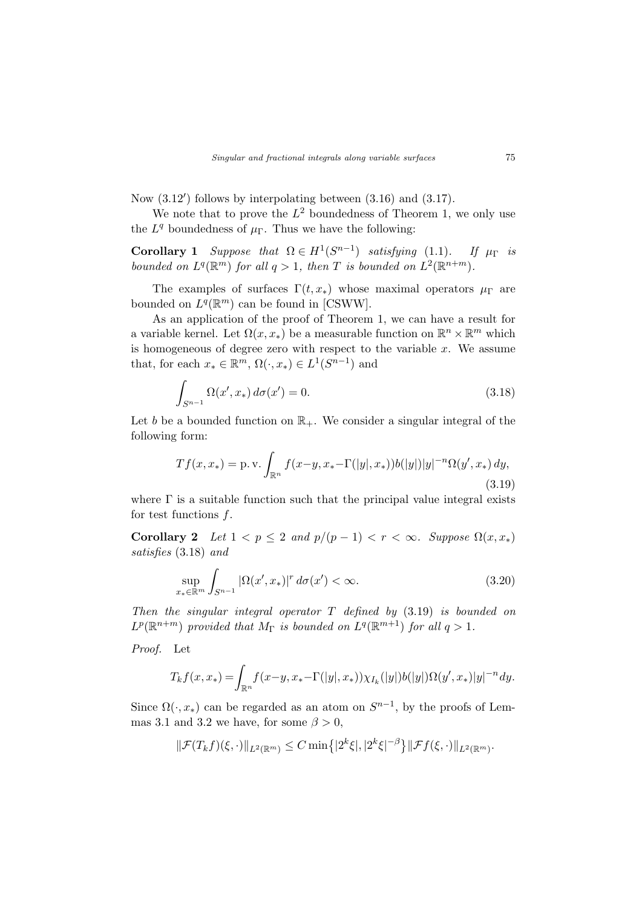Now (3.12′) follows by interpolating between (3.16) and (3.17).

We note that to prove the $L^2$ boundedness of Theorem 1, we only use the $L^q$ boundedness of $\mu_\Gamma$. Thus we have the following:

**Corollary 1** *Suppose that $\Omega \in H^1(S^{n-1})$ satisfying* (1.1). *If $\mu_\Gamma$ is bounded on $L^q(\mathbb{R}^m)$ for all $q > 1$, then $T$ is bounded on $L^2(\mathbb{R}^{n+m})$.*

The examples of surfaces $\Gamma(t, x_*)$ whose maximal operators $\mu_\Gamma$ are bounded on $L^q(\mathbb{R}^m)$ can be found in [CSWW].

As an application of the proof of Theorem 1, we can have a result for a variable kernel. Let $\Omega(x, x_*)$ be a measurable function on $\mathbb{R}^n \times \mathbb{R}^m$ which is homogeneous of degree zero with respect to the variable $x$. We assume that, for each $x_* \in \mathbb{R}^m$, $\Omega(\cdot, x_*) \in L^1(S^{n-1})$ and

$$\int_{S^{n-1}} \Omega(x', x_*)\, d\sigma(x') = 0. \tag{3.18}$$

Let $b$ be a bounded function on $\mathbb{R}_+$. We consider a singular integral of the following form:

$$Tf(x, x_*) = \text{p. v.} \int_{\mathbb{R}^n} f(x-y, x_*-\Gamma(|y|, x_*))b(|y|)|y|^{-n}\Omega(y', x_*)\, dy, \tag{3.19}$$

where $\Gamma$ is a suitable function such that the principal value integral exists for test functions $f$.

**Corollary 2** *Let $1 < p \leq 2$ and $p/(p-1) < r < \infty$. Suppose $\Omega(x, x_*)$ satisfies* (3.18) *and*

$$\sup_{x_* \in \mathbb{R}^m} \int_{S^{n-1}} |\Omega(x', x_*)|^r\, d\sigma(x') < \infty. \tag{3.20}$$

*Then the singular integral operator $T$ defined by* (3.19) *is bounded on $L^p(\mathbb{R}^{n+m})$ provided that $M_\Gamma$ is bounded on $L^q(\mathbb{R}^{m+1})$ for all $q > 1$.*

*Proof.* Let

$$T_k f(x, x_*) = \int_{\mathbb{R}^n} f(x-y, x_*-\Gamma(|y|, x_*))\chi_{I_k}(|y|)b(|y|)\Omega(y', x_*)|y|^{-n} dy.$$

Since $\Omega(\cdot, x_*)$ can be regarded as an atom on $S^{n-1}$, by the proofs of Lemmas 3.1 and 3.2 we have, for some $\beta > 0$,

$$\|\mathcal{F}(T_k f)(\xi, \cdot)\|_{L^2(\mathbb{R}^m)} \leq C \min\{|2^k \xi|, |2^k \xi|^{-\beta}\} \|\mathcal{F} f(\xi, \cdot)\|_{L^2(\mathbb{R}^m)}.$$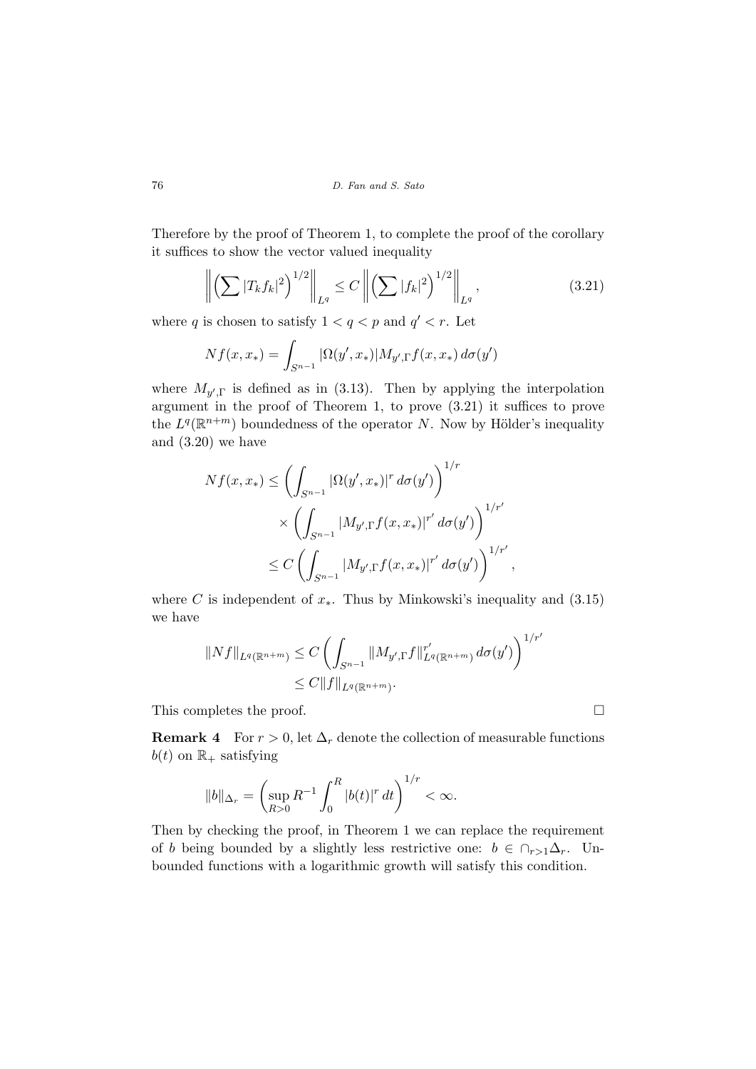Therefore by the proof of Theorem 1, to complete the proof of the corollary it suffices to show the vector valued inequality

$$\left\| \left( \sum |T_k f_k|^2 \right)^{1/2} \right\|_{L^q} \le C \left\| \left( \sum |f_k|^2 \right)^{1/2} \right\|_{L^q}, \tag{3.21}$$

where $q$ is chosen to satisfy $1 < q < p$ and $q' < r$. Let

$$Nf(x, x_*) = \int_{S^{n-1}} |\Omega(y', x_*)| M_{y',\Gamma} f(x, x_*) \, d\sigma(y')$$

where $M_{y',\Gamma}$ is defined as in (3.13). Then by applying the interpolation argument in the proof of Theorem 1, to prove (3.21) it suffices to prove the $L^q(\mathbb{R}^{n+m})$ boundedness of the operator $N$. Now by Hölder's inequality and (3.20) we have

$$\begin{aligned} Nf(x, x_*) &\le \left( \int_{S^{n-1}} |\Omega(y', x_*)|^r \, d\sigma(y') \right)^{1/r} \\ &\quad \times \left( \int_{S^{n-1}} |M_{y',\Gamma} f(x, x_*)|^{r'} \, d\sigma(y') \right)^{1/r'} \\ &\le C \left( \int_{S^{n-1}} |M_{y',\Gamma} f(x, x_*)|^{r'} \, d\sigma(y') \right)^{1/r'}, \end{aligned}$$

where $C$ is independent of $x_*$. Thus by Minkowski's inequality and (3.15) we have

$$\begin{aligned} \|Nf\|_{L^q(\mathbb{R}^{n+m})} &\le C \left( \int_{S^{n-1}} \|M_{y',\Gamma} f\|_{L^q(\mathbb{R}^{n+m})}^{r'} \, d\sigma(y') \right)^{1/r'} \\ &\le C \|f\|_{L^q(\mathbb{R}^{n+m})}. \end{aligned}$$

This completes the proof. □

**Remark 4** For $r > 0$, let $\Delta_r$ denote the collection of measurable functions $b(t)$ on $\mathbb{R}_+$ satisfying

$$\|b\|_{\Delta_r} = \left( \sup_{R>0} R^{-1} \int_0^R |b(t)|^r \, dt \right)^{1/r} < \infty.$$

Then by checking the proof, in Theorem 1 we can replace the requirement of $b$ being bounded by a slightly less restrictive one: $b \in \cap_{r>1} \Delta_r$. Unbounded functions with a logarithmic growth will satisfy this condition.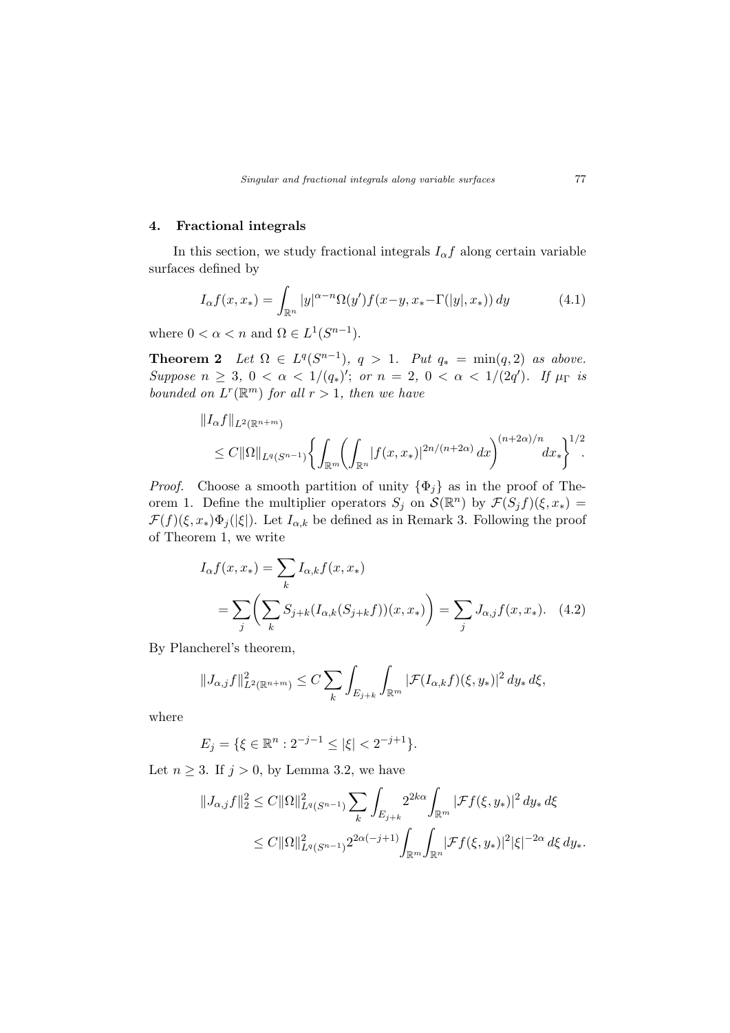## 4. Fractional integrals

In this section, we study fractional integrals $I_\alpha f$ along certain variable surfaces defined by

$$I_\alpha f(x, x_*) = \int_{\mathbb{R}^n} |y|^{\alpha-n}\Omega(y')f(x-y, x_*-\Gamma(|y|, x_*))\, dy \tag{4.1}$$

where $0 < \alpha < n$ and $\Omega \in L^1(S^{n-1})$.

**Theorem 2** *Let $\Omega \in L^q(S^{n-1})$, $q > 1$. Put $q_* = \min(q, 2)$ as above. Suppose $n \geq 3$, $0 < \alpha < 1/(q_*)'$; or $n = 2$, $0 < \alpha < 1/(2q')$. If $\mu_\Gamma$ is bounded on $L^r(\mathbb{R}^m)$ for all $r > 1$, then we have*

$$\|I_\alpha f\|_{L^2(\mathbb{R}^{n+m})} \leq C\|\Omega\|_{L^q(S^{n-1})}\left\{\int_{\mathbb{R}^m}\left(\int_{\mathbb{R}^n}|f(x, x_*)|^{2n/(n+2\alpha)}\, dx\right)^{(n+2\alpha)/n} dx_*\right\}^{1/2}.$$

*Proof.* Choose a smooth partition of unity $\{\Phi_j\}$ as in the proof of Theorem 1. Define the multiplier operators $S_j$ on $\mathcal{S}(\mathbb{R}^n)$ by $\mathcal{F}(S_j f)(\xi, x_*) = \mathcal{F}(f)(\xi, x_*)\Phi_j(|\xi|)$. Let $I_{\alpha,k}$ be defined as in Remark 3. Following the proof of Theorem 1, we write

$$\begin{aligned} I_\alpha f(x, x_*) &= \sum_k I_{\alpha,k} f(x, x_*) \\ &= \sum_j \left(\sum_k S_{j+k}(I_{\alpha,k}(S_{j+k}f))(x, x_*)\right) = \sum_j J_{\alpha,j} f(x, x_*). \end{aligned} \tag{4.2}$$

By Plancherel's theorem,

$$\|J_{\alpha,j} f\|^2_{L^2(\mathbb{R}^{n+m})} \leq C\sum_k \int_{E_{j+k}}\int_{\mathbb{R}^m} |\mathcal{F}(I_{\alpha,k}f)(\xi, y_*)|^2\, dy_*\, d\xi,$$

where

$$E_j = \{\xi \in \mathbb{R}^n : 2^{-j-1} \leq |\xi| < 2^{-j+1}\}.$$

Let $n \geq 3$. If $j > 0$, by Lemma 3.2, we have

$$\begin{aligned} \|J_{\alpha,j} f\|_2^2 &\leq C\|\Omega\|^2_{L^q(S^{n-1})}\sum_k \int_{E_{j+k}} 2^{2k\alpha}\int_{\mathbb{R}^m} |\mathcal{F}f(\xi, y_*)|^2\, dy_*\, d\xi \\ &\leq C\|\Omega\|^2_{L^q(S^{n-1})} 2^{2\alpha(-j+1)}\int_{\mathbb{R}^m}\int_{\mathbb{R}^n} |\mathcal{F}f(\xi, y_*)|^2|\xi|^{-2\alpha}\, d\xi\, dy_*. \end{aligned}$$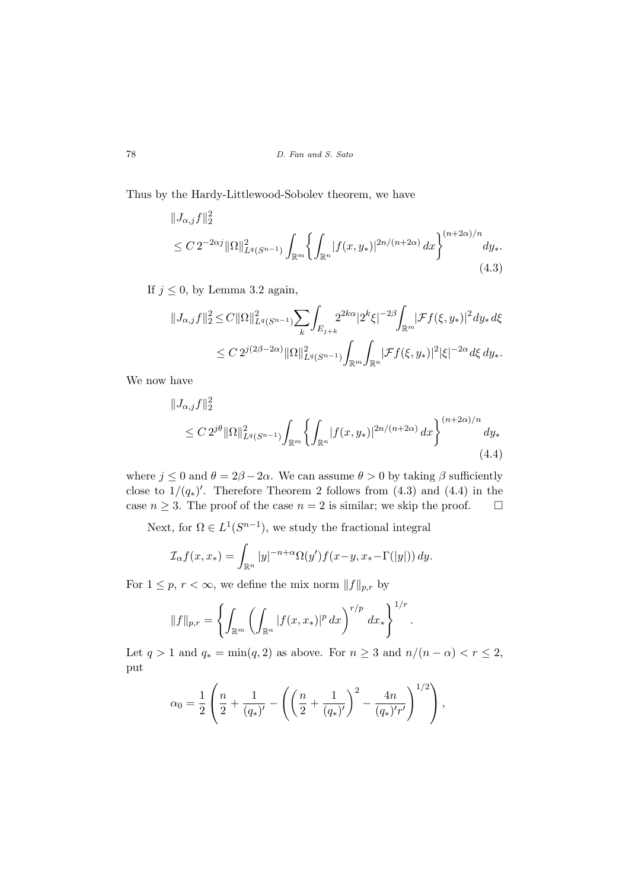Thus by the Hardy-Littlewood-Sobolev theorem, we have

$$
\begin{aligned}
&\|J_{\alpha,j}f\|_2^2 \\
&\quad \le C\, 2^{-2\alpha j}\|\Omega\|_{L^q(S^{n-1})}^2 \int_{\mathbb{R}^m}\left\{\int_{\mathbb{R}^n}|f(x,y_*)|^{2n/(n+2\alpha)}\,dx\right\}^{(n+2\alpha)/n} dy_*.
\end{aligned}
\tag{4.3}
$$

If $j \le 0$, by Lemma 3.2 again,

$$
\begin{aligned}
\|J_{\alpha,j}f\|_2^2 &\le C\|\Omega\|_{L^q(S^{n-1})}^2\sum_k\int_{E_{j+k}}2^{2k\alpha}|2^k\xi|^{-2\beta}\int_{\mathbb{R}^m}|\mathcal{F}f(\xi,y_*)|^2 dy_*\,d\xi \\
&\le C\,2^{j(2\beta-2\alpha)}\|\Omega\|_{L^q(S^{n-1})}^2\int_{\mathbb{R}^m}\int_{\mathbb{R}^n}|\mathcal{F}f(\xi,y_*)|^2|\xi|^{-2\alpha}d\xi\,dy_*.
\end{aligned}
$$

We now have

$$
\begin{aligned}
&\|J_{\alpha,j}f\|_2^2 \\
&\quad \le C\,2^{j\theta}\|\Omega\|_{L^q(S^{n-1})}^2\int_{\mathbb{R}^m}\left\{\int_{\mathbb{R}^n}|f(x,y_*)|^{2n/(n+2\alpha)}\,dx\right\}^{(n+2\alpha)/n} dy_*
\end{aligned}
\tag{4.4}
$$

where $j \le 0$ and $\theta = 2\beta - 2\alpha$. We can assume $\theta > 0$ by taking $\beta$ sufficiently close to $1/(q_*)'$. Therefore Theorem 2 follows from (4.3) and (4.4) in the case $n \ge 3$. The proof of the case $n = 2$ is similar; we skip the proof. $\square$

Next, for $\Omega \in L^1(S^{n-1})$, we study the fractional integral

$$
\mathcal{I}_\alpha f(x,x_*) = \int_{\mathbb{R}^n}|y|^{-n+\alpha}\Omega(y')f(x-y,x_*-\Gamma(|y|))\,dy.
$$

For $1 \le p,\ r < \infty$, we define the mix norm $\|f\|_{p,r}$ by

$$
\|f\|_{p,r} = \left\{\int_{\mathbb{R}^m}\left(\int_{\mathbb{R}^n}|f(x,x_*)|^p\,dx\right)^{r/p}dx_*\right\}^{1/r}.
$$

Let $q > 1$ and $q_* = \min(q,2)$ as above. For $n \ge 3$ and $n/(n-\alpha) < r \le 2$, put

$$
\alpha_0 = \frac{1}{2}\left(\frac{n}{2}+\frac{1}{(q_*)'}-\left(\left(\frac{n}{2}+\frac{1}{(q_*)'}\right)^2-\frac{4n}{(q_*)'r'}\right)^{1/2}\right),
$$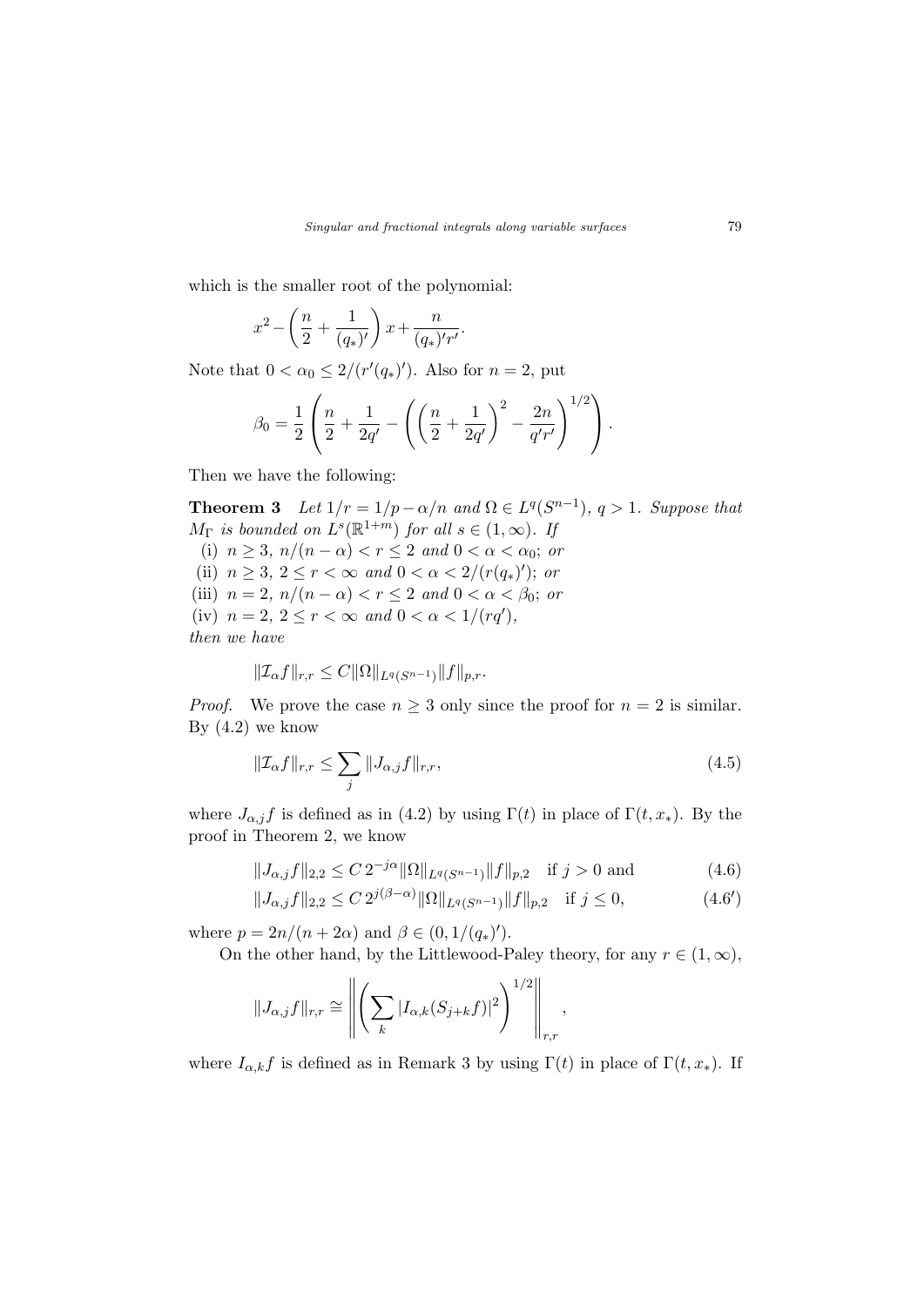which is the smaller root of the polynomial:

$$x^2 - \left(\frac{n}{2} + \frac{1}{(q_*)'}\right) x + \frac{n}{(q_*)' r'}.$$

Note that $0 < \alpha_0 \leq 2/(r'(q_*)')$. Also for $n = 2$, put

$$\beta_0 = \frac{1}{2}\left(\frac{n}{2} + \frac{1}{2q'} - \left(\left(\frac{n}{2} + \frac{1}{2q'}\right)^2 - \frac{2n}{q'r'}\right)^{1/2}\right).$$

Then we have the following:

**Theorem 3** *Let $1/r = 1/p - \alpha/n$ and $\Omega \in L^q(S^{n-1})$, $q > 1$. Suppose that $M_\Gamma$ is bounded on $L^s(\mathbb{R}^{1+m})$ for all $s \in (1, \infty)$. If*

(i) *$n \geq 3$, $n/(n-\alpha) < r \leq 2$ and $0 < \alpha < \alpha_0$; or*

(ii) *$n \geq 3$, $2 \leq r < \infty$ and $0 < \alpha < 2/(r(q_*)')$; or*

(iii) *$n = 2$, $n/(n-\alpha) < r \leq 2$ and $0 < \alpha < \beta_0$; or*

(iv) *$n = 2$, $2 \leq r < \infty$ and $0 < \alpha < 1/(rq')$,*

*then we have*

$$\|\mathcal{I}_\alpha f\|_{r,r} \leq C\|\Omega\|_{L^q(S^{n-1})}\|f\|_{p,r}.$$

*Proof.* We prove the case $n \geq 3$ only since the proof for $n = 2$ is similar. By (4.2) we know

$$\|\mathcal{I}_\alpha f\|_{r,r} \leq \sum_j \|J_{\alpha,j} f\|_{r,r}, \tag{4.5}$$

where $J_{\alpha,j} f$ is defined as in (4.2) by using $\Gamma(t)$ in place of $\Gamma(t, x_*)$. By the proof in Theorem 2, we know

$$\|J_{\alpha,j} f\|_{2,2} \leq C\, 2^{-j\alpha}\|\Omega\|_{L^q(S^{n-1})}\|f\|_{p,2} \quad \text{if } j > 0 \text{ and} \tag{4.6}$$

$$\|J_{\alpha,j} f\|_{2,2} \leq C\, 2^{j(\beta-\alpha)}\|\Omega\|_{L^q(S^{n-1})}\|f\|_{p,2} \quad \text{if } j \leq 0, \tag{4.6$'$}$$

where $p = 2n/(n+2\alpha)$ and $\beta \in (0, 1/(q_*)')$.

On the other hand, by the Littlewood-Paley theory, for any $r \in (1, \infty)$,

$$\|J_{\alpha,j} f\|_{r,r} \cong \left\| \left( \sum_k |I_{\alpha,k}(S_{j+k} f)|^2 \right)^{1/2} \right\|_{r,r},$$

where $I_{\alpha,k} f$ is defined as in Remark 3 by using $\Gamma(t)$ in place of $\Gamma(t, x_*)$. If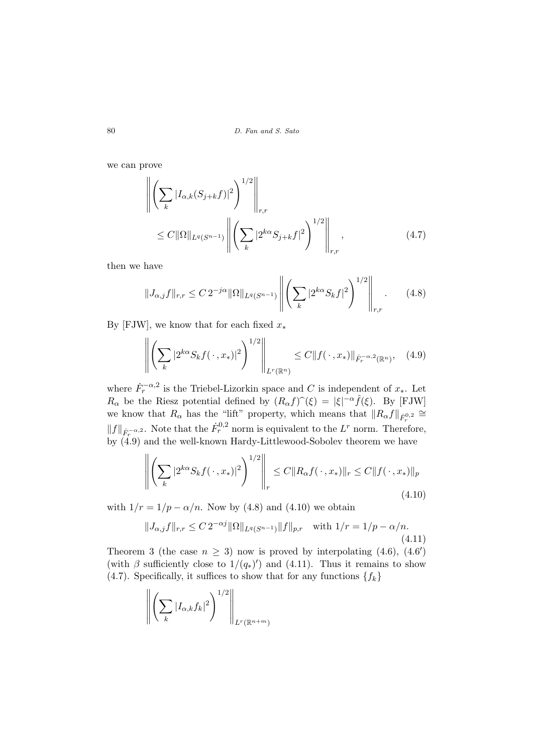we can prove

$$\left\| \left( \sum_k |I_{\alpha,k}(S_{j+k}f)|^2 \right)^{1/2} \right\|_{r,r} \leq C\|\Omega\|_{L^q(S^{n-1})} \left\| \left( \sum_k |2^{k\alpha} S_{j+k}f|^2 \right)^{1/2} \right\|_{r,r}, \tag{4.7}$$

then we have

$$\|J_{\alpha,j}f\|_{r,r} \leq C\,2^{-j\alpha}\|\Omega\|_{L^q(S^{n-1})} \left\| \left( \sum_k |2^{k\alpha} S_k f|^2 \right)^{1/2} \right\|_{r,r}. \tag{4.8}$$

By [FJW], we know that for each fixed $x_*$

$$\left\| \left( \sum_k |2^{k\alpha} S_k f(\,\cdot\,,x_*)|^2 \right)^{1/2} \right\|_{L^r(\mathbb{R}^n)} \leq C\|f(\,\cdot\,,x_*)\|_{\dot{F}_r^{-\alpha,2}(\mathbb{R}^n)}, \tag{4.9}$$

where $\dot{F}_r^{-\alpha,2}$ is the Triebel-Lizorkin space and $C$ is independent of $x_*$. Let $R_\alpha$ be the Riesz potential defined by $(R_\alpha f)\hat{}(\xi) = |\xi|^{-\alpha}\hat{f}(\xi)$. By [FJW] we know that $R_\alpha$ has the "lift" property, which means that $\|R_\alpha f\|_{\dot{F}_r^{0,2}} \cong \|f\|_{\dot{F}_r^{-\alpha,2}}$. Note that the $\dot{F}_r^{0,2}$ norm is equivalent to the $L^r$ norm. Therefore, by (4.9) and the well-known Hardy-Littlewood-Sobolev theorem we have

$$\left\| \left( \sum_k |2^{k\alpha} S_k f(\,\cdot\,,x_*)|^2 \right)^{1/2} \right\|_r \leq C\|R_\alpha f(\,\cdot\,,x_*)\|_r \leq C\|f(\,\cdot\,,x_*)\|_p \tag{4.10}$$

with $1/r = 1/p - \alpha/n$. Now by (4.8) and (4.10) we obtain

$$\|J_{\alpha,j}f\|_{r,r} \leq C\,2^{-\alpha j}\|\Omega\|_{L^q(S^{n-1})}\|f\|_{p,r} \quad \text{with } 1/r = 1/p - \alpha/n. \tag{4.11}$$

Theorem 3 (the case $n \geq 3$) now is proved by interpolating (4.6), (4.6′) (with $\beta$ sufficiently close to $1/(q_*)'$) and (4.11). Thus it remains to show (4.7). Specifically, it suffices to show that for any functions $\{f_k\}$

$$\left\| \left( \sum_k |I_{\alpha,k} f_k|^2 \right)^{1/2} \right\|_{L^r(\mathbb{R}^{n+m})}$$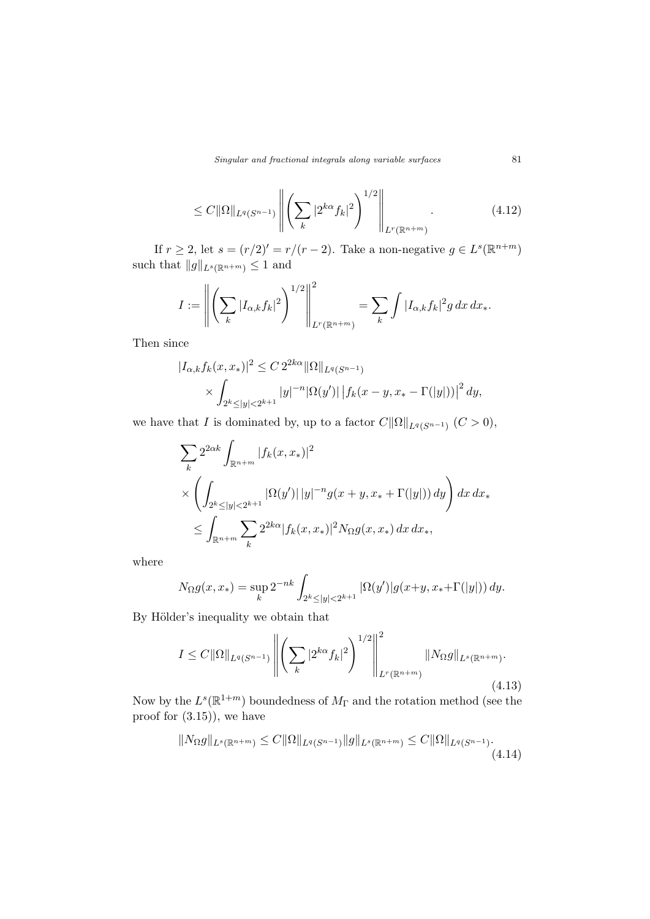$$\leq C\|\Omega\|_{L^q(S^{n-1})} \left\| \left( \sum_k |2^{k\alpha} f_k|^2 \right)^{1/2} \right\|_{L^r(\mathbb{R}^{n+m})}. \tag{4.12}$$

If $r \geq 2$, let $s = (r/2)' = r/(r-2)$. Take a non-negative $g \in L^s(\mathbb{R}^{n+m})$ such that $\|g\|_{L^s(\mathbb{R}^{n+m})} \leq 1$ and

$$I := \left\| \left( \sum_k |I_{\alpha,k} f_k|^2 \right)^{1/2} \right\|_{L^r(\mathbb{R}^{n+m})}^2 = \sum_k \int |I_{\alpha,k} f_k|^2 g \, dx \, dx_*.$$

Then since

$$|I_{\alpha,k} f_k(x, x_*)|^2 \leq C \, 2^{2k\alpha} \|\Omega\|_{L^q(S^{n-1})} \times \int_{2^k \leq |y| < 2^{k+1}} |y|^{-n} |\Omega(y')| \left| f_k(x - y, x_* - \Gamma(|y|)) \right|^2 dy,$$

we have that $I$ is dominated by, up to a factor $C\|\Omega\|_{L^q(S^{n-1})}$ ($C > 0$),

$$\begin{aligned}
&\sum_k 2^{2\alpha k} \int_{\mathbb{R}^{n+m}} |f_k(x, x_*)|^2 \\
&\times \left( \int_{2^k \leq |y| < 2^{k+1}} |\Omega(y')| \, |y|^{-n} g(x + y, x_* + \Gamma(|y|)) \, dy \right) dx \, dx_* \\
&\quad \leq \int_{\mathbb{R}^{n+m}} \sum_k 2^{2k\alpha} |f_k(x, x_*)|^2 N_\Omega g(x, x_*) \, dx \, dx_*,
\end{aligned}$$

where

$$N_\Omega g(x, x_*) = \sup_k 2^{-nk} \int_{2^k \leq |y| < 2^{k+1}} |\Omega(y')| g(x+y, x_*+\Gamma(|y|)) \, dy.$$

By Hölder's inequality we obtain that

$$I \leq C\|\Omega\|_{L^q(S^{n-1})} \left\| \left( \sum_k |2^{k\alpha} f_k|^2 \right)^{1/2} \right\|_{L^r(\mathbb{R}^{n+m})}^2 \|N_\Omega g\|_{L^s(\mathbb{R}^{n+m})}. \tag{4.13}$$

Now by the $L^s(\mathbb{R}^{1+m})$ boundedness of $M_\Gamma$ and the rotation method (see the proof for (3.15)), we have

$$\|N_\Omega g\|_{L^s(\mathbb{R}^{n+m})} \leq C\|\Omega\|_{L^q(S^{n-1})} \|g\|_{L^s(\mathbb{R}^{n+m})} \leq C\|\Omega\|_{L^q(S^{n-1})}. \tag{4.14}$$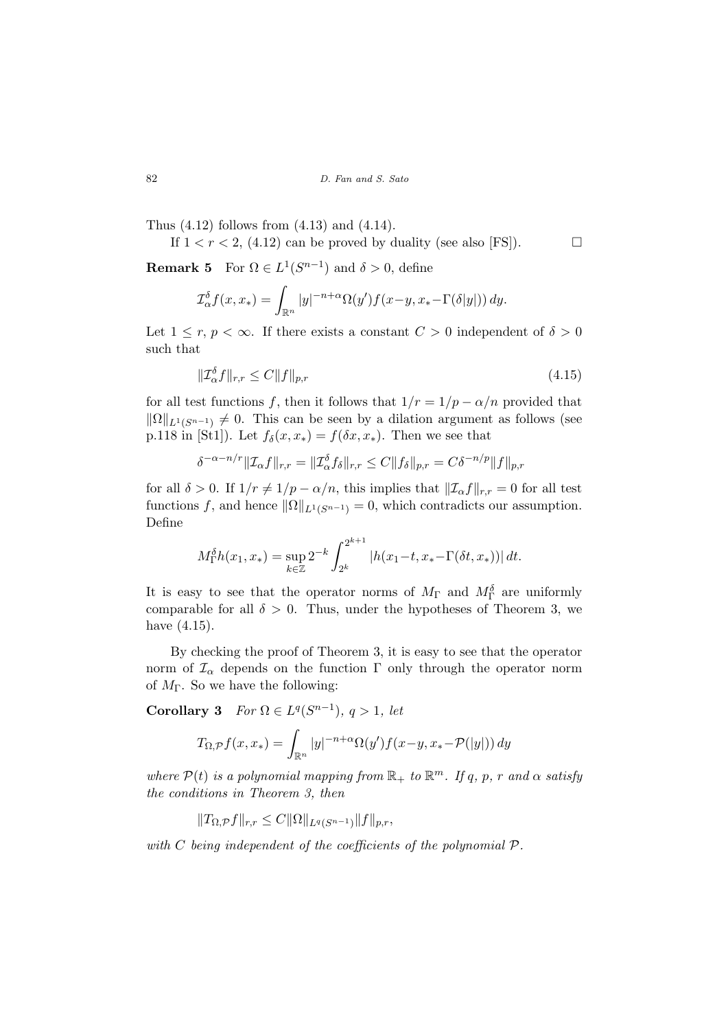Thus (4.12) follows from (4.13) and (4.14).

If $1 < r < 2$, (4.12) can be proved by duality (see also [FS]). $\square$

**Remark 5** For $\Omega \in L^1(S^{n-1})$ and $\delta > 0$, define

$$\mathcal{I}_\alpha^\delta f(x, x_*) = \int_{\mathbb{R}^n} |y|^{-n+\alpha} \Omega(y') f(x-y, x_* - \Gamma(\delta|y|))\, dy.$$

Let $1 \le r, p < \infty$. If there exists a constant $C > 0$ independent of $\delta > 0$ such that

$$\|\mathcal{I}_\alpha^\delta f\|_{r,r} \le C \|f\|_{p,r} \tag{4.15}$$

for all test functions $f$, then it follows that $1/r = 1/p - \alpha/n$ provided that $\|\Omega\|_{L^1(S^{n-1})} \neq 0$. This can be seen by a dilation argument as follows (see p.118 in [St1]). Let $f_\delta(x, x_*) = f(\delta x, x_*)$. Then we see that

$$\delta^{-\alpha - n/r} \|\mathcal{I}_\alpha f\|_{r,r} = \|\mathcal{I}_\alpha^\delta f_\delta\|_{r,r} \le C \|f_\delta\|_{p,r} = C \delta^{-n/p} \|f\|_{p,r}$$

for all $\delta > 0$. If $1/r \neq 1/p - \alpha/n$, this implies that $\|\mathcal{I}_\alpha f\|_{r,r} = 0$ for all test functions $f$, and hence $\|\Omega\|_{L^1(S^{n-1})} = 0$, which contradicts our assumption. Define

$$M_\Gamma^\delta h(x_1, x_*) = \sup_{k \in \mathbb{Z}} 2^{-k} \int_{2^k}^{2^{k+1}} |h(x_1 - t, x_* - \Gamma(\delta t, x_*))|\, dt.$$

It is easy to see that the operator norms of $M_\Gamma$ and $M_\Gamma^\delta$ are uniformly comparable for all $\delta > 0$. Thus, under the hypotheses of Theorem 3, we have (4.15).

By checking the proof of Theorem 3, it is easy to see that the operator norm of $\mathcal{I}_\alpha$ depends on the function $\Gamma$ only through the operator norm of $M_\Gamma$. So we have the following:

**Corollary 3** *For $\Omega \in L^q(S^{n-1})$, $q > 1$, let*

$$T_{\Omega,\mathcal{P}} f(x, x_*) = \int_{\mathbb{R}^n} |y|^{-n+\alpha} \Omega(y') f(x-y, x_* - \mathcal{P}(|y|))\, dy$$

*where $\mathcal{P}(t)$ is a polynomial mapping from $\mathbb{R}_+$ to $\mathbb{R}^m$. If $q$, $p$, $r$ and $\alpha$ satisfy the conditions in Theorem 3, then*

$$\|T_{\Omega,\mathcal{P}} f\|_{r,r} \le C \|\Omega\|_{L^q(S^{n-1})} \|f\|_{p,r},$$

*with $C$ being independent of the coefficients of the polynomial $\mathcal{P}$.*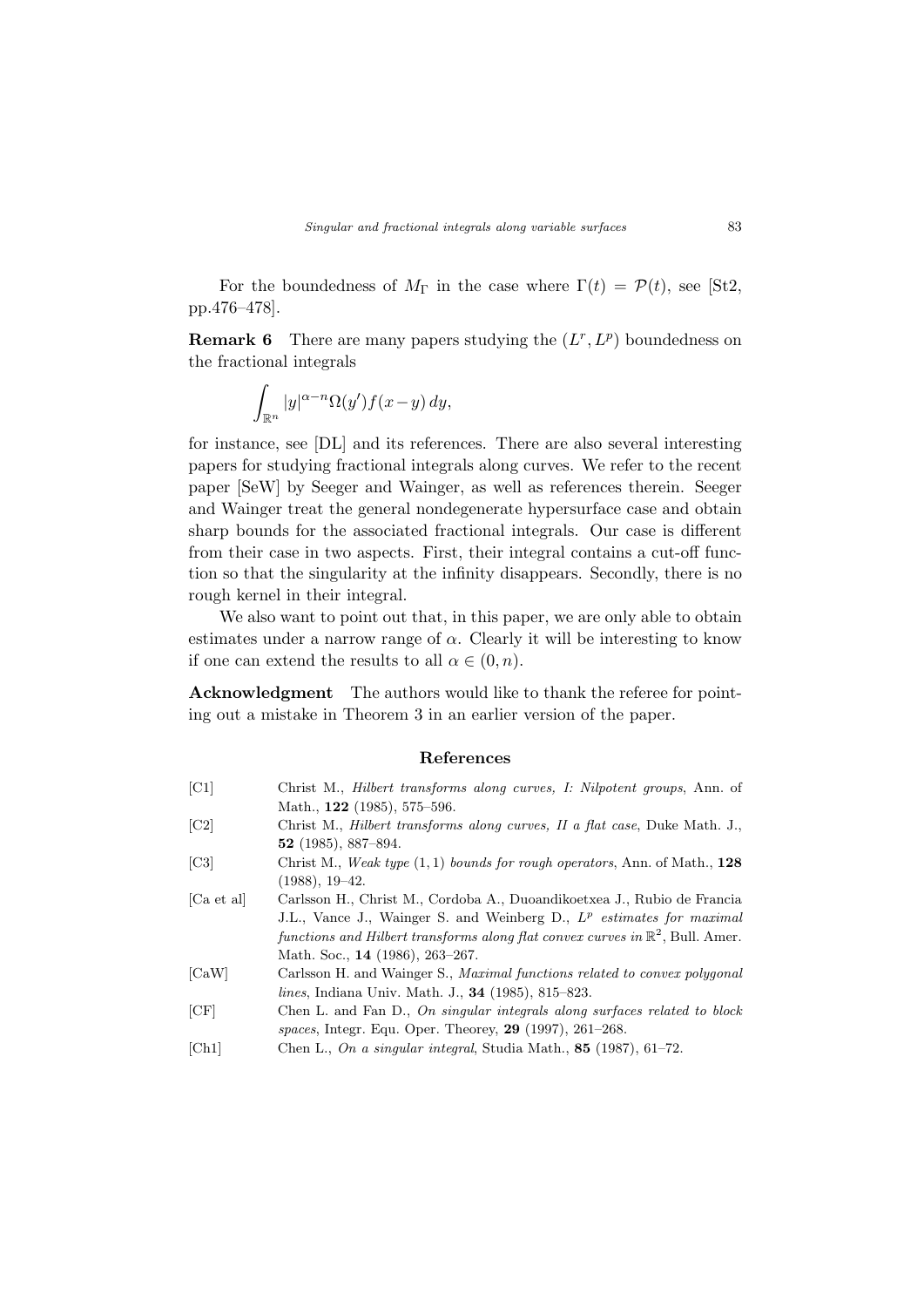For the boundedness of $M_\Gamma$ in the case where $\Gamma(t) = \mathcal{P}(t)$, see [St2, pp.476–478].

**Remark 6** There are many papers studying the $(L^r, L^p)$ boundedness on the fractional integrals

$$\int_{\mathbb{R}^n} |y|^{\alpha-n}\Omega(y')f(x-y)\,dy,$$

for instance, see [DL] and its references. There are also several interesting papers for studying fractional integrals along curves. We refer to the recent paper [SeW] by Seeger and Wainger, as well as references therein. Seeger and Wainger treat the general nondegenerate hypersurface case and obtain sharp bounds for the associated fractional integrals. Our case is different from their case in two aspects. First, their integral contains a cut-off function so that the singularity at the infinity disappears. Secondly, there is no rough kernel in their integral.

We also want to point out that, in this paper, we are only able to obtain estimates under a narrow range of $\alpha$. Clearly it will be interesting to know if one can extend the results to all $\alpha \in (0, n)$.

**Acknowledgment** The authors would like to thank the referee for pointing out a mistake in Theorem 3 in an earlier version of the paper.

## References

[C1] Christ M., *Hilbert transforms along curves, I: Nilpotent groups*, Ann. of Math., **122** (1985), 575–596.

[C2] Christ M., *Hilbert transforms along curves, II a flat case*, Duke Math. J., **52** (1985), 887–894.

[C3] Christ M., *Weak type* $(1,1)$ *bounds for rough operators*, Ann. of Math., **128** (1988), 19–42.

[Ca et al] Carlsson H., Christ M., Cordoba A., Duoandikoetxea J., Rubio de Francia J.L., Vance J., Wainger S. and Weinberg D., $L^p$ *estimates for maximal functions and Hilbert transforms along flat convex curves in* $\mathbb{R}^2$, Bull. Amer. Math. Soc., **14** (1986), 263–267.

[CaW] Carlsson H. and Wainger S., *Maximal functions related to convex polygonal lines*, Indiana Univ. Math. J., **34** (1985), 815–823.

[CF] Chen L. and Fan D., *On singular integrals along surfaces related to block spaces*, Integr. Equ. Oper. Theorey, **29** (1997), 261–268.

[Ch1] Chen L., *On a singular integral*, Studia Math., **85** (1987), 61–72.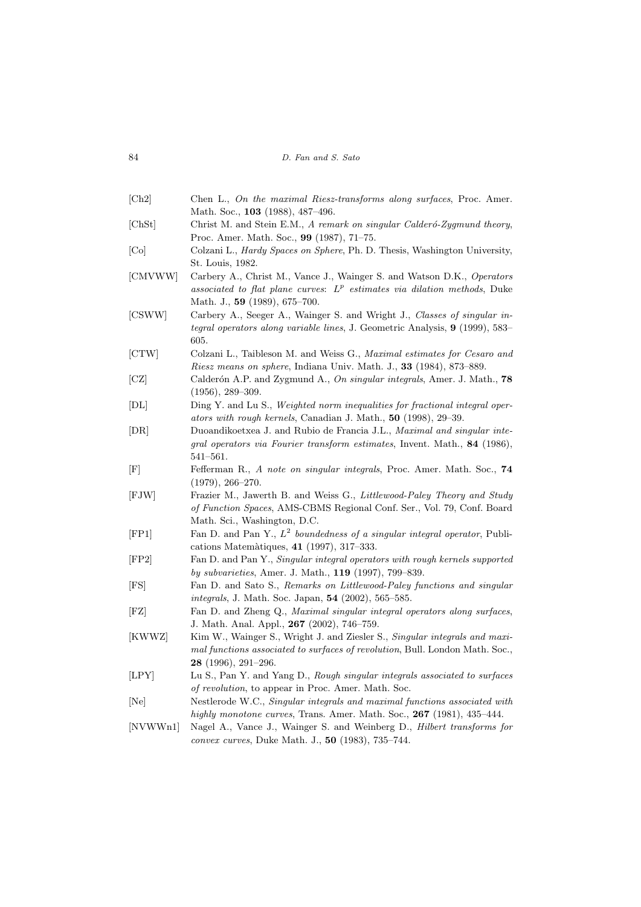[Ch2] Chen L., *On the maximal Riesz-transforms along surfaces*, Proc. Amer. Math. Soc., **103** (1988), 487–496.

[ChSt] Christ M. and Stein E.M., *A remark on singular Calderó-Zygmund theory*, Proc. Amer. Math. Soc., **99** (1987), 71–75.

[Co] Colzani L., *Hardy Spaces on Sphere*, Ph. D. Thesis, Washington University, St. Louis, 1982.

[CMVWW] Carbery A., Christ M., Vance J., Wainger S. and Watson D.K., *Operators associated to flat plane curves: $L^p$ estimates via dilation methods*, Duke Math. J., **59** (1989), 675–700.

[CSWW] Carbery A., Seeger A., Wainger S. and Wright J., *Classes of singular integral operators along variable lines*, J. Geometric Analysis, **9** (1999), 583–605.

[CTW] Colzani L., Taibleson M. and Weiss G., *Maximal estimates for Cesaro and Riesz means on sphere*, Indiana Univ. Math. J., **33** (1984), 873–889.

[CZ] Calderón A.P. and Zygmund A., *On singular integrals*, Amer. J. Math., **78** (1956), 289–309.

[DL] Ding Y. and Lu S., *Weighted norm inequalities for fractional integral operators with rough kernels*, Canadian J. Math., **50** (1998), 29–39.

[DR] Duoandikoetxea J. and Rubio de Francia J.L., *Maximal and singular integral operators via Fourier transform estimates*, Invent. Math., **84** (1986), 541–561.

[F] Fefferman R., *A note on singular integrals*, Proc. Amer. Math. Soc., **74** (1979), 266–270.

[FJW] Frazier M., Jawerth B. and Weiss G., *Littlewood-Paley Theory and Study of Function Spaces*, AMS-CBMS Regional Conf. Ser., Vol. 79, Conf. Board Math. Sci., Washington, D.C.

[FP1] Fan D. and Pan Y., *$L^2$ boundedness of a singular integral operator*, Publications Matemàtiques, **41** (1997), 317–333.

[FP2] Fan D. and Pan Y., *Singular integral operators with rough kernels supported by subvarieties*, Amer. J. Math., **119** (1997), 799–839.

[FS] Fan D. and Sato S., *Remarks on Littlewood-Paley functions and singular integrals*, J. Math. Soc. Japan, **54** (2002), 565–585.

[FZ] Fan D. and Zheng Q., *Maximal singular integral operators along surfaces*, J. Math. Anal. Appl., **267** (2002), 746–759.

[KWWZ] Kim W., Wainger S., Wright J. and Ziesler S., *Singular integrals and maximal functions associated to surfaces of revolution*, Bull. London Math. Soc., **28** (1996), 291–296.

[LPY] Lu S., Pan Y. and Yang D., *Rough singular integrals associated to surfaces of revolution*, to appear in Proc. Amer. Math. Soc.

[Ne] Nestlerode W.C., *Singular integrals and maximal functions associated with highly monotone curves*, Trans. Amer. Math. Soc., **267** (1981), 435–444.

[NVWWn1] Nagel A., Vance J., Wainger S. and Weinberg D., *Hilbert transforms for convex curves*, Duke Math. J., **50** (1983), 735–744.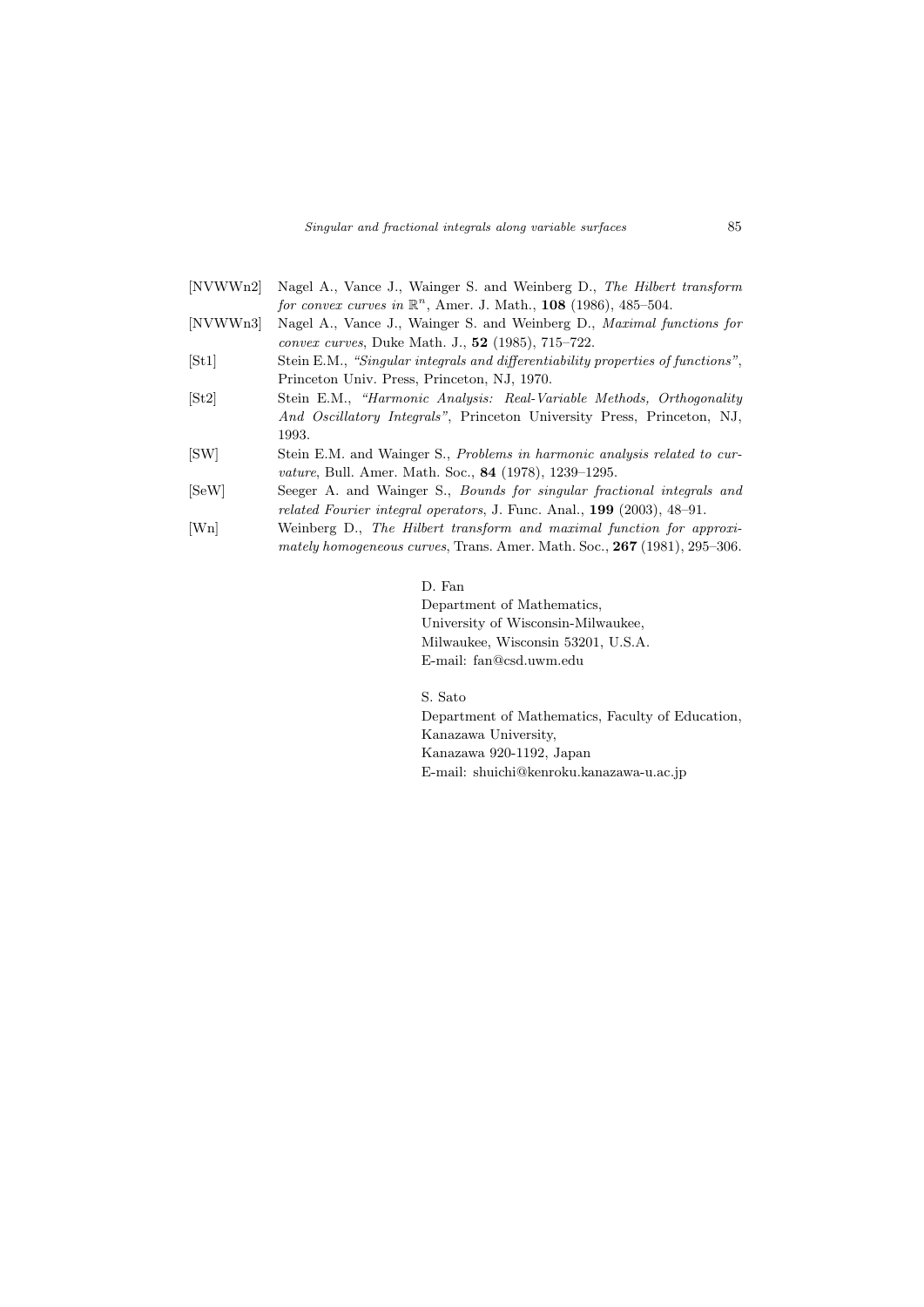[NVWWn2] Nagel A., Vance J., Wainger S. and Weinberg D., *The Hilbert transform for convex curves in* $\mathbb{R}^n$, Amer. J. Math., **108** (1986), 485–504.

[NVWWn3] Nagel A., Vance J., Wainger S. and Weinberg D., *Maximal functions for convex curves*, Duke Math. J., **52** (1985), 715–722.

[St1] Stein E.M., *"Singular integrals and differentiability properties of functions"*, Princeton Univ. Press, Princeton, NJ, 1970.

[St2] Stein E.M., *"Harmonic Analysis: Real-Variable Methods, Orthogonality And Oscillatory Integrals"*, Princeton University Press, Princeton, NJ, 1993.

[SW] Stein E.M. and Wainger S., *Problems in harmonic analysis related to curvature*, Bull. Amer. Math. Soc., **84** (1978), 1239–1295.

[SeW] Seeger A. and Wainger S., *Bounds for singular fractional integrals and related Fourier integral operators*, J. Func. Anal., **199** (2003), 48–91.

[Wn] Weinberg D., *The Hilbert transform and maximal function for approximately homogeneous curves*, Trans. Amer. Math. Soc., **267** (1981), 295–306.

D. Fan
Department of Mathematics,
University of Wisconsin-Milwaukee,
Milwaukee, Wisconsin 53201, U.S.A.
E-mail: fan@csd.uwm.edu

S. Sato
Department of Mathematics, Faculty of Education,
Kanazawa University,
Kanazawa 920-1192, Japan
E-mail: shuichi@kenroku.kanazawa-u.ac.jp